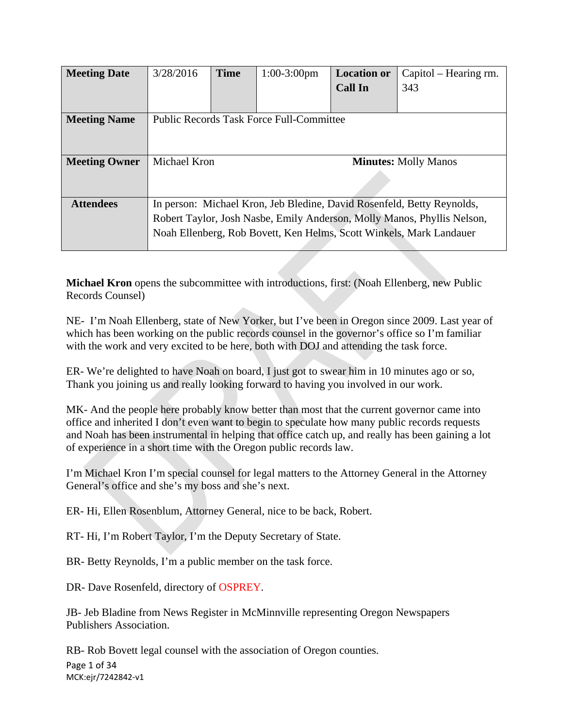| Meeting Date | 3/28/2016 | Time | 1:00-3:00pm | Location or Call In | Capitol – Hearing rm. 343 |
|---|---|---|---|---|---|
| Meeting Name | Public Records Task Force Full-Committee | | | | |
| Meeting Owner | Michael Kron | | | **Minutes:** Molly Manos | |
| Attendees | In person: Michael Kron, Jeb Bledine, David Rosenfeld, Betty Reynolds, Robert Taylor, Josh Nasbe, Emily Anderson, Molly Manos, Phyllis Nelson, Noah Ellenberg, Rob Bovett, Ken Helms, Scott Winkels, Mark Landauer | | | | |

**Michael Kron** opens the subcommittee with introductions, first: (Noah Ellenberg, new Public Records Counsel)

NE- I'm Noah Ellenberg, state of New Yorker, but I've been in Oregon since 2009. Last year of which has been working on the public records counsel in the governor's office so I'm familiar with the work and very excited to be here, both with DOJ and attending the task force.

ER- We're delighted to have Noah on board, I just got to swear him in 10 minutes ago or so, Thank you joining us and really looking forward to having you involved in our work.

MK- And the people here probably know better than most that the current governor came into office and inherited I don't even want to begin to speculate how many public records requests and Noah has been instrumental in helping that office catch up, and really has been gaining a lot of experience in a short time with the Oregon public records law.

I'm Michael Kron I'm special counsel for legal matters to the Attorney General in the Attorney General's office and she's my boss and she's next.

ER- Hi, Ellen Rosenblum, Attorney General, nice to be back, Robert.

RT- Hi, I'm Robert Taylor, I'm the Deputy Secretary of State.

BR- Betty Reynolds, I'm a public member on the task force.

DR- Dave Rosenfeld, directory of OSPREY.

JB- Jeb Bladine from News Register in McMinnville representing Oregon Newspapers Publishers Association.

RB- Rob Bovett legal counsel with the association of Oregon counties.

MCK:ejr/7242842-v1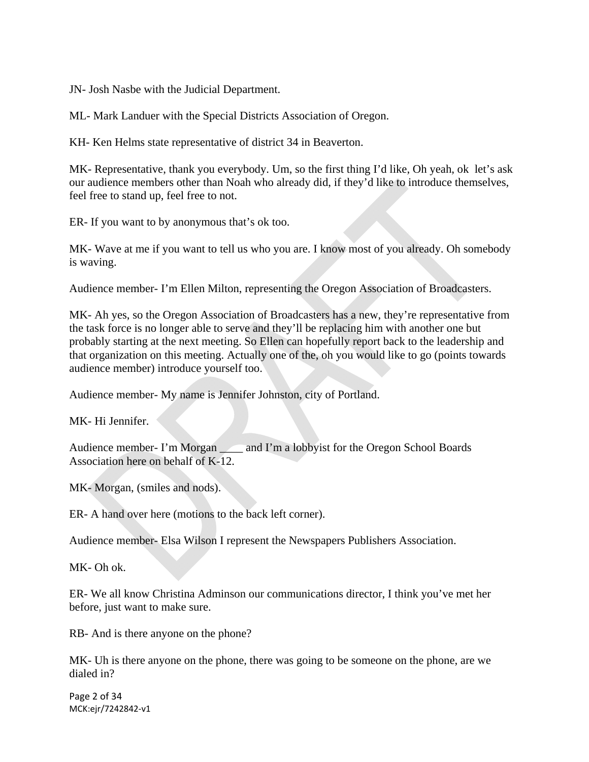JN- Josh Nasbe with the Judicial Department.

ML- Mark Landuer with the Special Districts Association of Oregon.

KH- Ken Helms state representative of district 34 in Beaverton.

MK- Representative, thank you everybody. Um, so the first thing I'd like, Oh yeah, ok let's ask our audience members other than Noah who already did, if they'd like to introduce themselves, feel free to stand up, feel free to not.

ER- If you want to by anonymous that's ok too.

MK- Wave at me if you want to tell us who you are. I know most of you already. Oh somebody is waving.

Audience member- I'm Ellen Milton, representing the Oregon Association of Broadcasters.

MK- Ah yes, so the Oregon Association of Broadcasters has a new, they're representative from the task force is no longer able to serve and they'll be replacing him with another one but probably starting at the next meeting. So Ellen can hopefully report back to the leadership and that organization on this meeting. Actually one of the, oh you would like to go (points towards audience member) introduce yourself too.

Audience member- My name is Jennifer Johnston, city of Portland.

MK- Hi Jennifer.

Audience member- I'm Morgan ____ and I'm a lobbyist for the Oregon School Boards Association here on behalf of K-12.

MK- Morgan, (smiles and nods).

ER- A hand over here (motions to the back left corner).

Audience member- Elsa Wilson I represent the Newspapers Publishers Association.

MK- Oh ok.

ER- We all know Christina Adminson our communications director, I think you've met her before, just want to make sure.

RB- And is there anyone on the phone?

MK- Uh is there anyone on the phone, there was going to be someone on the phone, are we dialed in?

MCK:ejr/7242842-v1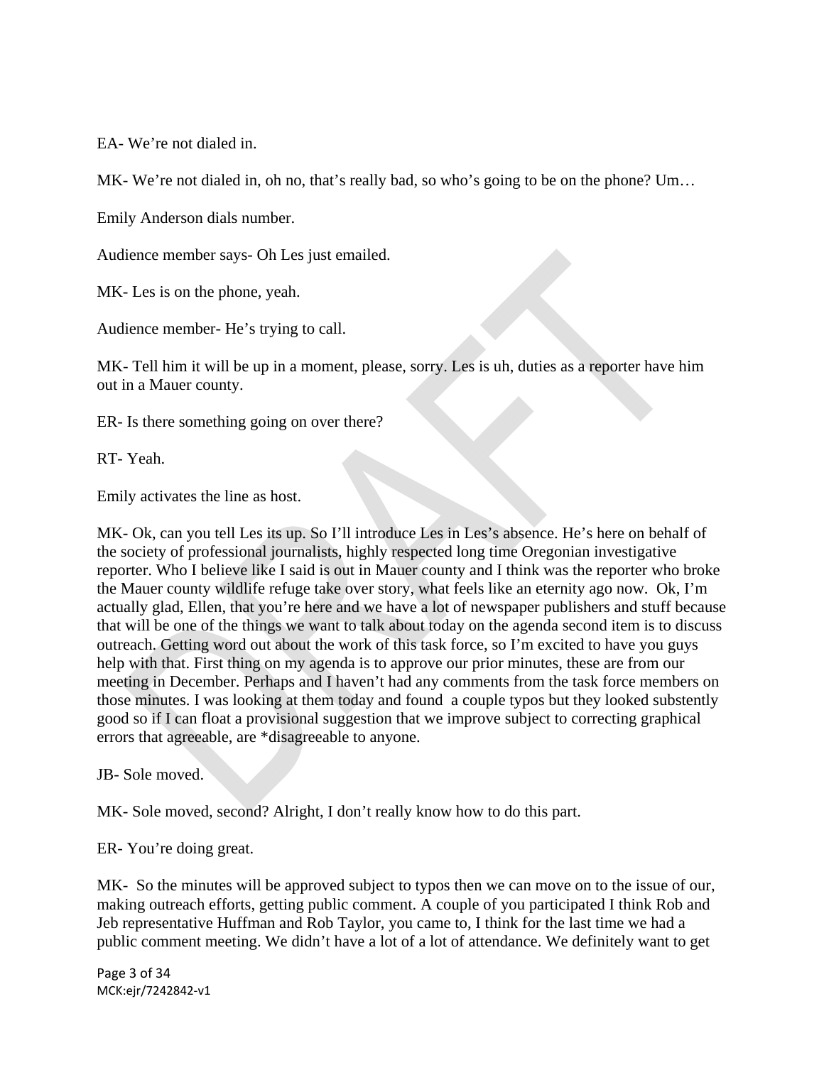EA- We're not dialed in.

MK- We're not dialed in, oh no, that's really bad, so who's going to be on the phone? Um…

Emily Anderson dials number.

Audience member says- Oh Les just emailed.

MK- Les is on the phone, yeah.

Audience member- He's trying to call.

MK- Tell him it will be up in a moment, please, sorry. Les is uh, duties as a reporter have him out in a Mauer county.

ER- Is there something going on over there?

RT- Yeah.

Emily activates the line as host.

MK- Ok, can you tell Les its up. So I'll introduce Les in Les's absence. He's here on behalf of the society of professional journalists, highly respected long time Oregonian investigative reporter. Who I believe like I said is out in Mauer county and I think was the reporter who broke the Mauer county wildlife refuge take over story, what feels like an eternity ago now. Ok, I'm actually glad, Ellen, that you're here and we have a lot of newspaper publishers and stuff because that will be one of the things we want to talk about today on the agenda second item is to discuss outreach. Getting word out about the work of this task force, so I'm excited to have you guys help with that. First thing on my agenda is to approve our prior minutes, these are from our meeting in December. Perhaps and I haven't had any comments from the task force members on those minutes. I was looking at them today and found a couple typos but they looked substently good so if I can float a provisional suggestion that we improve subject to correcting graphical errors that agreeable, are *disagreeable to anyone.

JB- Sole moved.

MK- Sole moved, second? Alright, I don't really know how to do this part.

ER- You're doing great.

MK- So the minutes will be approved subject to typos then we can move on to the issue of our, making outreach efforts, getting public comment. A couple of you participated I think Rob and Jeb representative Huffman and Rob Taylor, you came to, I think for the last time we had a public comment meeting. We didn't have a lot of a lot of attendance. We definitely want to get

MCK:ejr/7242842-v1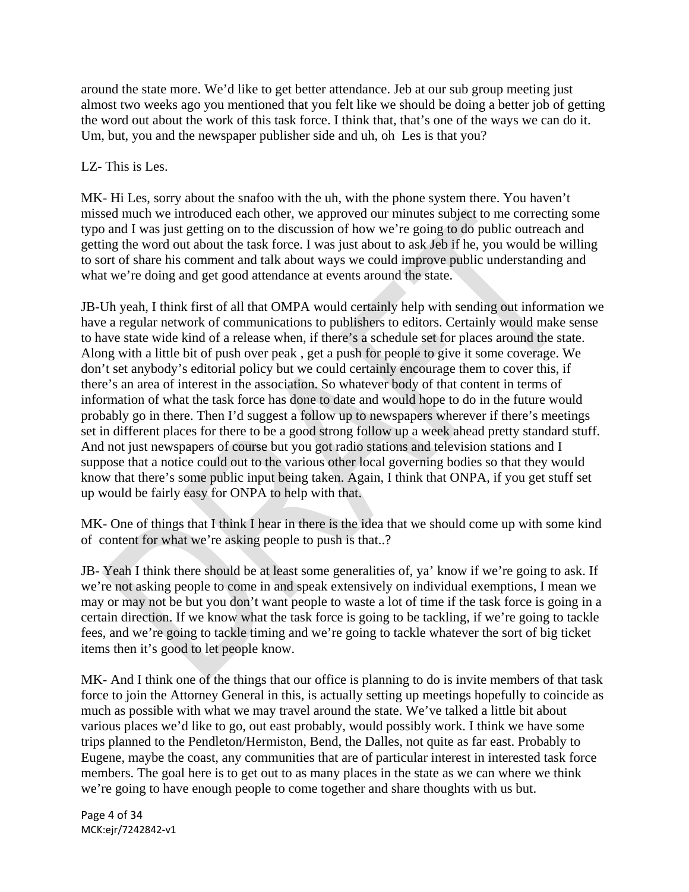around the state more. We'd like to get better attendance. Jeb at our sub group meeting just almost two weeks ago you mentioned that you felt like we should be doing a better job of getting the word out about the work of this task force. I think that, that's one of the ways we can do it. Um, but, you and the newspaper publisher side and uh, oh Les is that you?

LZ- This is Les.

MK- Hi Les, sorry about the snafoo with the uh, with the phone system there. You haven't missed much we introduced each other, we approved our minutes subject to me correcting some typo and I was just getting on to the discussion of how we're going to do public outreach and getting the word out about the task force. I was just about to ask Jeb if he, you would be willing to sort of share his comment and talk about ways we could improve public understanding and what we're doing and get good attendance at events around the state.

JB-Uh yeah, I think first of all that OMPA would certainly help with sending out information we have a regular network of communications to publishers to editors. Certainly would make sense to have state wide kind of a release when, if there's a schedule set for places around the state. Along with a little bit of push over peak , get a push for people to give it some coverage. We don't set anybody's editorial policy but we could certainly encourage them to cover this, if there's an area of interest in the association. So whatever body of that content in terms of information of what the task force has done to date and would hope to do in the future would probably go in there. Then I'd suggest a follow up to newspapers wherever if there's meetings set in different places for there to be a good strong follow up a week ahead pretty standard stuff. And not just newspapers of course but you got radio stations and television stations and I suppose that a notice could out to the various other local governing bodies so that they would know that there's some public input being taken. Again, I think that ONPA, if you get stuff set up would be fairly easy for ONPA to help with that.

MK- One of things that I think I hear in there is the idea that we should come up with some kind of content for what we're asking people to push is that..?

JB- Yeah I think there should be at least some generalities of, ya' know if we're going to ask. If we're not asking people to come in and speak extensively on individual exemptions, I mean we may or may not be but you don't want people to waste a lot of time if the task force is going in a certain direction. If we know what the task force is going to be tackling, if we're going to tackle fees, and we're going to tackle timing and we're going to tackle whatever the sort of big ticket items then it's good to let people know.

MK- And I think one of the things that our office is planning to do is invite members of that task force to join the Attorney General in this, is actually setting up meetings hopefully to coincide as much as possible with what we may travel around the state. We've talked a little bit about various places we'd like to go, out east probably, would possibly work. I think we have some trips planned to the Pendleton/Hermiston, Bend, the Dalles, not quite as far east. Probably to Eugene, maybe the coast, any communities that are of particular interest in interested task force members. The goal here is to get out to as many places in the state as we can where we think we're going to have enough people to come together and share thoughts with us but.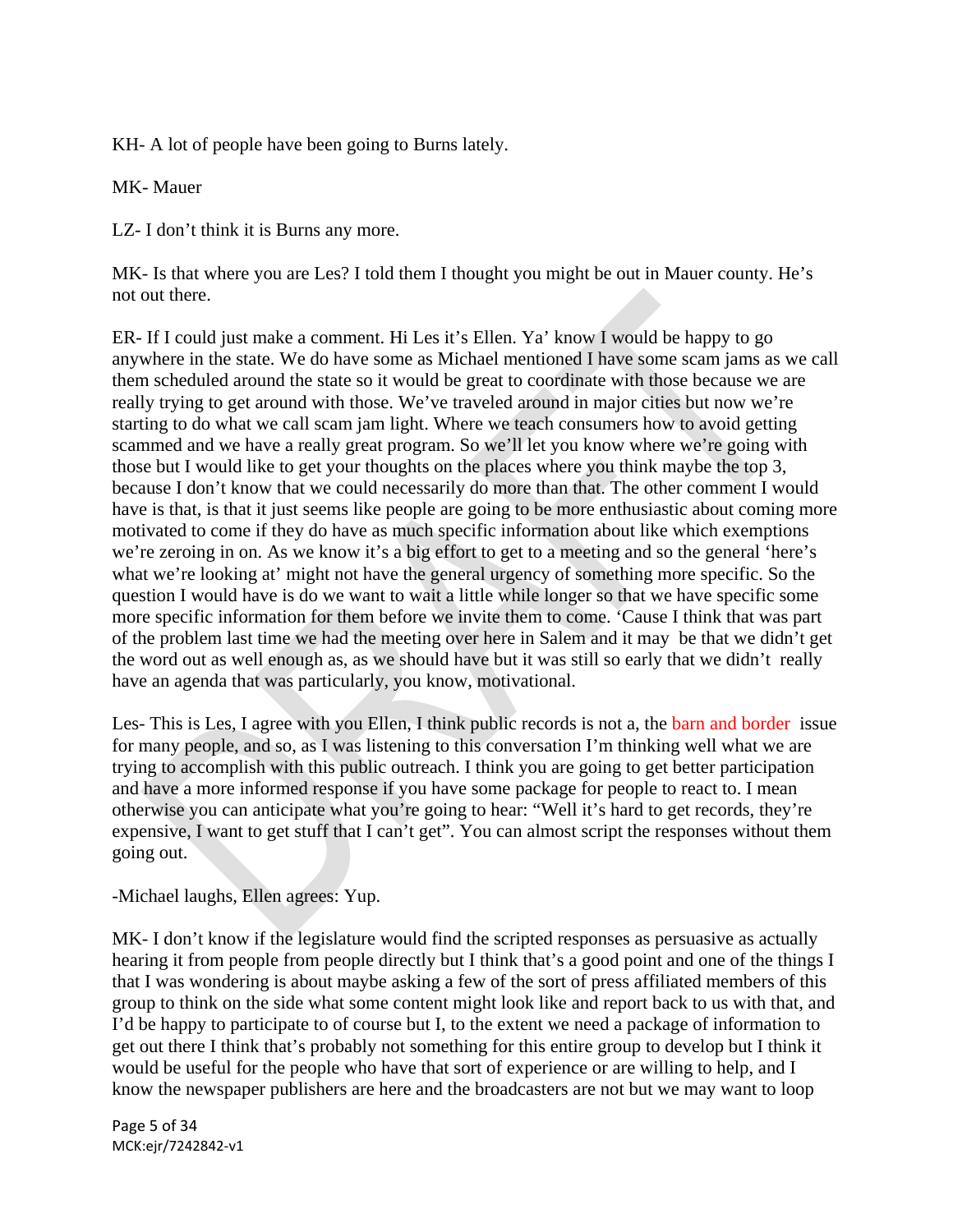KH- A lot of people have been going to Burns lately.

MK- Mauer

LZ- I don't think it is Burns any more.

MK- Is that where you are Les? I told them I thought you might be out in Mauer county. He's not out there.

ER- If I could just make a comment. Hi Les it's Ellen. Ya' know I would be happy to go anywhere in the state. We do have some as Michael mentioned I have some scam jams as we call them scheduled around the state so it would be great to coordinate with those because we are really trying to get around with those. We've traveled around in major cities but now we're starting to do what we call scam jam light. Where we teach consumers how to avoid getting scammed and we have a really great program. So we'll let you know where we're going with those but I would like to get your thoughts on the places where you think maybe the top 3, because I don't know that we could necessarily do more than that. The other comment I would have is that, is that it just seems like people are going to be more enthusiastic about coming more motivated to come if they do have as much specific information about like which exemptions we're zeroing in on. As we know it's a big effort to get to a meeting and so the general 'here's what we're looking at' might not have the general urgency of something more specific. So the question I would have is do we want to wait a little while longer so that we have specific some more specific information for them before we invite them to come. 'Cause I think that was part of the problem last time we had the meeting over here in Salem and it may be that we didn't get the word out as well enough as, as we should have but it was still so early that we didn't really have an agenda that was particularly, you know, motivational.

Les- This is Les, I agree with you Ellen, I think public records is not a, the barn and border issue for many people, and so, as I was listening to this conversation I'm thinking well what we are trying to accomplish with this public outreach. I think you are going to get better participation and have a more informed response if you have some package for people to react to. I mean otherwise you can anticipate what you're going to hear: "Well it's hard to get records, they're expensive, I want to get stuff that I can't get". You can almost script the responses without them going out.

-Michael laughs, Ellen agrees: Yup.

MK- I don't know if the legislature would find the scripted responses as persuasive as actually hearing it from people from people directly but I think that's a good point and one of the things I that I was wondering is about maybe asking a few of the sort of press affiliated members of this group to think on the side what some content might look like and report back to us with that, and I'd be happy to participate to of course but I, to the extent we need a package of information to get out there I think that's probably not something for this entire group to develop but I think it would be useful for the people who have that sort of experience or are willing to help, and I know the newspaper publishers are here and the broadcasters are not but we may want to loop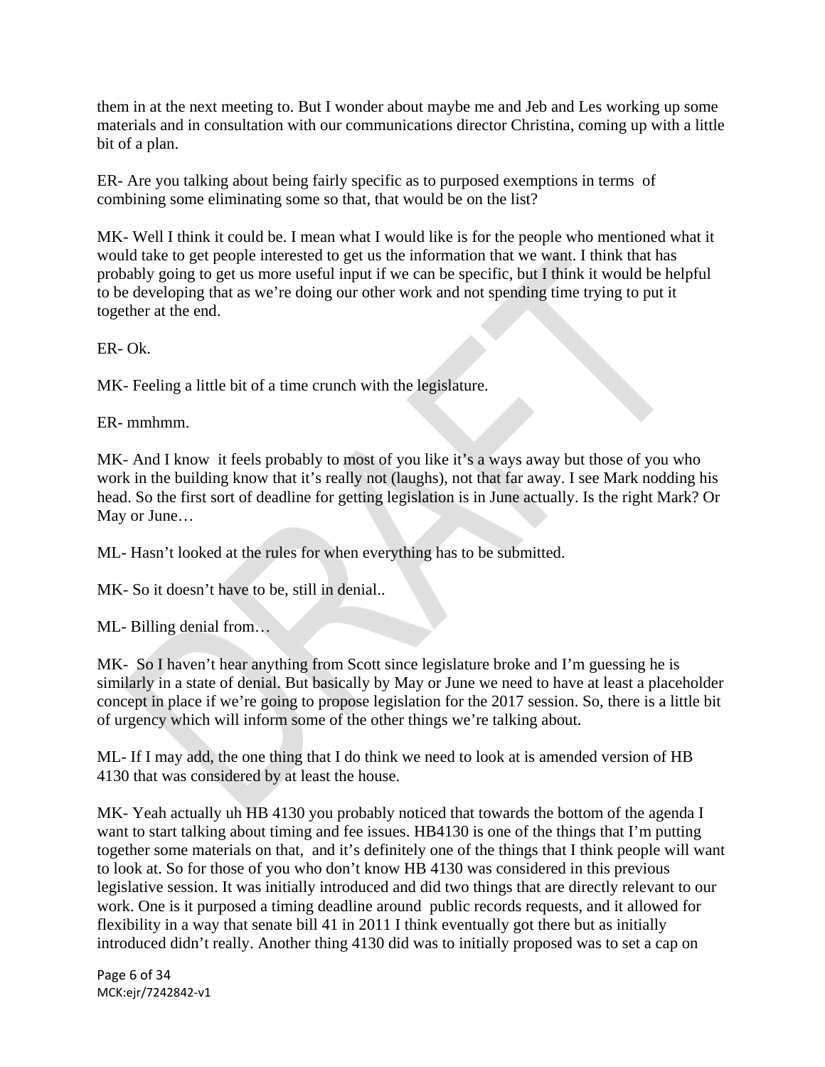them in at the next meeting to. But I wonder about maybe me and Jeb and Les working up some materials and in consultation with our communications director Christina, coming up with a little bit of a plan.

ER- Are you talking about being fairly specific as to purposed exemptions in terms of combining some eliminating some so that, that would be on the list?

MK- Well I think it could be. I mean what I would like is for the people who mentioned what it would take to get people interested to get us the information that we want. I think that has probably going to get us more useful input if we can be specific, but I think it would be helpful to be developing that as we're doing our other work and not spending time trying to put it together at the end.

ER- Ok.

MK- Feeling a little bit of a time crunch with the legislature.

ER- mmhmm.

MK- And I know it feels probably to most of you like it's a ways away but those of you who work in the building know that it's really not (laughs), not that far away. I see Mark nodding his head. So the first sort of deadline for getting legislation is in June actually. Is the right Mark? Or May or June…

ML- Hasn't looked at the rules for when everything has to be submitted.

MK- So it doesn't have to be, still in denial..

ML- Billing denial from…

MK- So I haven't hear anything from Scott since legislature broke and I'm guessing he is similarly in a state of denial. But basically by May or June we need to have at least a placeholder concept in place if we're going to propose legislation for the 2017 session. So, there is a little bit of urgency which will inform some of the other things we're talking about.

ML- If I may add, the one thing that I do think we need to look at is amended version of HB 4130 that was considered by at least the house.

MK- Yeah actually uh HB 4130 you probably noticed that towards the bottom of the agenda I want to start talking about timing and fee issues. HB4130 is one of the things that I'm putting together some materials on that, and it's definitely one of the things that I think people will want to look at. So for those of you who don't know HB 4130 was considered in this previous legislative session. It was initially introduced and did two things that are directly relevant to our work. One is it purposed a timing deadline around public records requests, and it allowed for flexibility in a way that senate bill 41 in 2011 I think eventually got there but as initially introduced didn't really. Another thing 4130 did was to initially proposed was to set a cap on

MCK:ejr/7242842-v1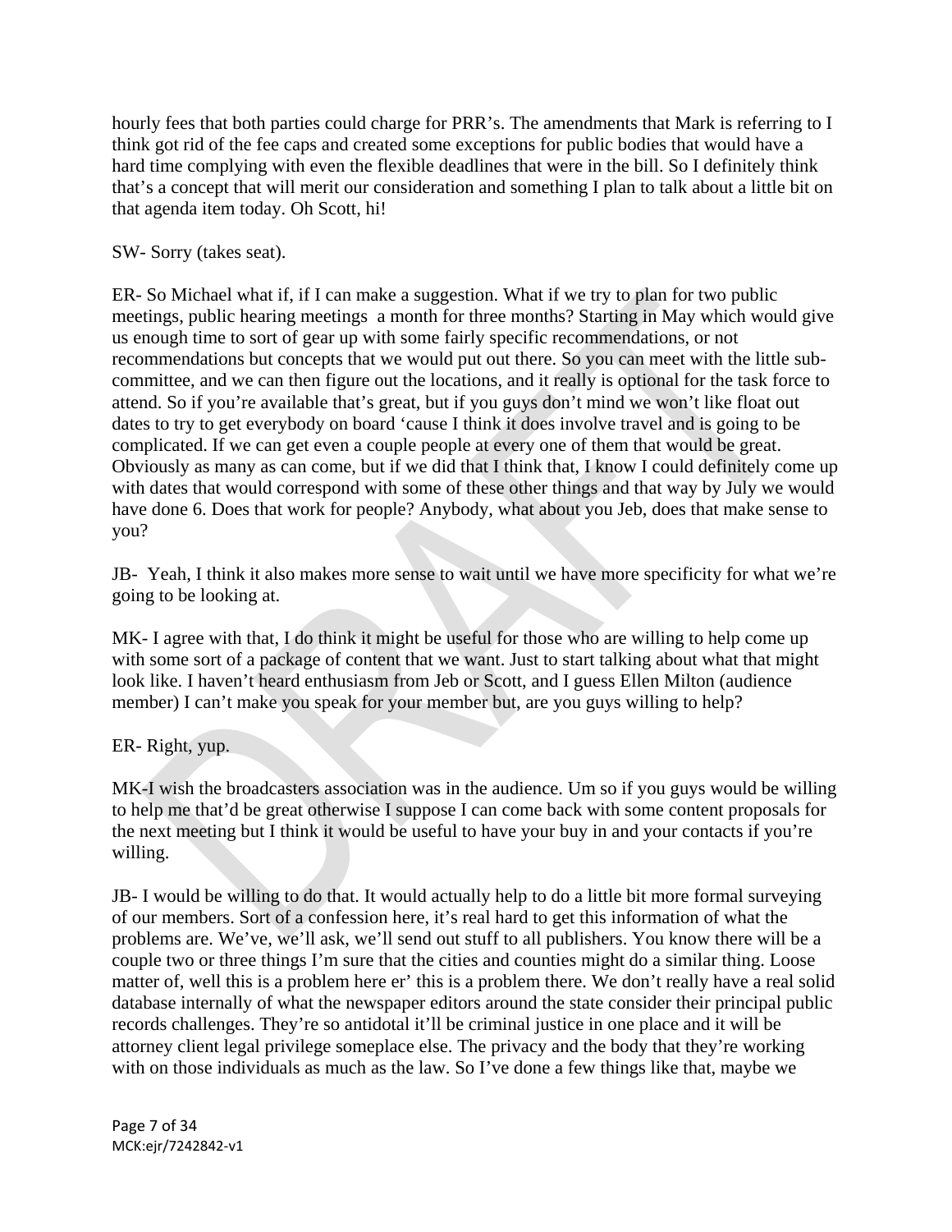hourly fees that both parties could charge for PRR's. The amendments that Mark is referring to I think got rid of the fee caps and created some exceptions for public bodies that would have a hard time complying with even the flexible deadlines that were in the bill. So I definitely think that's a concept that will merit our consideration and something I plan to talk about a little bit on that agenda item today. Oh Scott, hi!

SW- Sorry (takes seat).

ER- So Michael what if, if I can make a suggestion. What if we try to plan for two public meetings, public hearing meetings a month for three months? Starting in May which would give us enough time to sort of gear up with some fairly specific recommendations, or not recommendations but concepts that we would put out there. So you can meet with the little sub-committee, and we can then figure out the locations, and it really is optional for the task force to attend. So if you're available that's great, but if you guys don't mind we won't like float out dates to try to get everybody on board 'cause I think it does involve travel and is going to be complicated. If we can get even a couple people at every one of them that would be great. Obviously as many as can come, but if we did that I think that, I know I could definitely come up with dates that would correspond with some of these other things and that way by July we would have done 6. Does that work for people? Anybody, what about you Jeb, does that make sense to you?

JB- Yeah, I think it also makes more sense to wait until we have more specificity for what we're going to be looking at.

MK- I agree with that, I do think it might be useful for those who are willing to help come up with some sort of a package of content that we want. Just to start talking about what that might look like. I haven't heard enthusiasm from Jeb or Scott, and I guess Ellen Milton (audience member) I can't make you speak for your member but, are you guys willing to help?

ER- Right, yup.

MK-I wish the broadcasters association was in the audience. Um so if you guys would be willing to help me that'd be great otherwise I suppose I can come back with some content proposals for the next meeting but I think it would be useful to have your buy in and your contacts if you're willing.

JB- I would be willing to do that. It would actually help to do a little bit more formal surveying of our members. Sort of a confession here, it's real hard to get this information of what the problems are. We've, we'll ask, we'll send out stuff to all publishers. You know there will be a couple two or three things I'm sure that the cities and counties might do a similar thing. Loose matter of, well this is a problem here er' this is a problem there. We don't really have a real solid database internally of what the newspaper editors around the state consider their principal public records challenges. They're so antidotal it'll be criminal justice in one place and it will be attorney client legal privilege someplace else. The privacy and the body that they're working with on those individuals as much as the law. So I've done a few things like that, maybe we

MCK:ejr/7242842-v1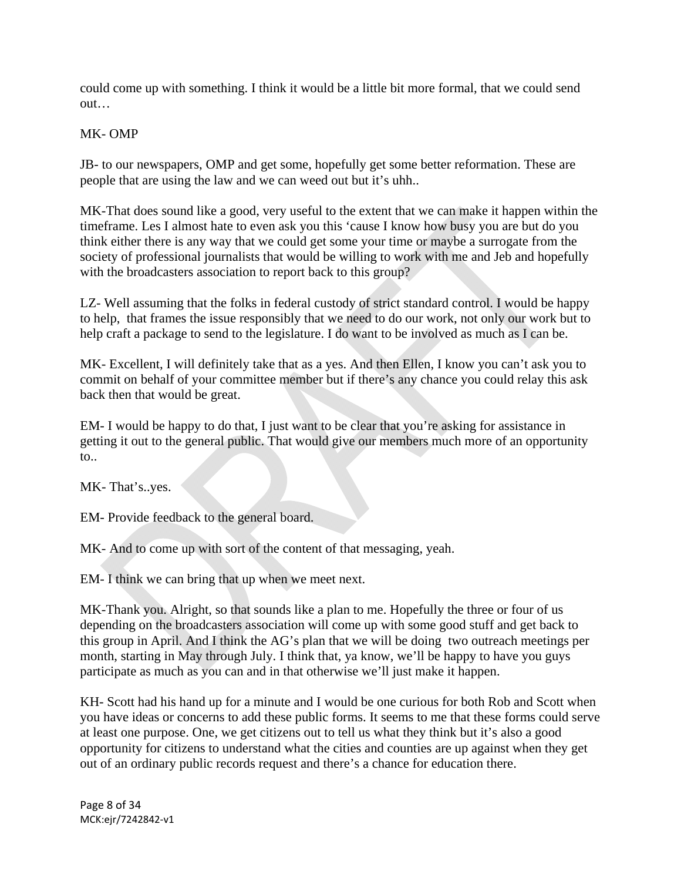could come up with something. I think it would be a little bit more formal, that we could send out…

MK- OMP

JB- to our newspapers, OMP and get some, hopefully get some better reformation. These are people that are using the law and we can weed out but it's uhh..

MK-That does sound like a good, very useful to the extent that we can make it happen within the timeframe. Les I almost hate to even ask you this 'cause I know how busy you are but do you think either there is any way that we could get some your time or maybe a surrogate from the society of professional journalists that would be willing to work with me and Jeb and hopefully with the broadcasters association to report back to this group?

LZ- Well assuming that the folks in federal custody of strict standard control. I would be happy to help, that frames the issue responsibly that we need to do our work, not only our work but to help craft a package to send to the legislature. I do want to be involved as much as I can be.

MK- Excellent, I will definitely take that as a yes. And then Ellen, I know you can't ask you to commit on behalf of your committee member but if there's any chance you could relay this ask back then that would be great.

EM- I would be happy to do that, I just want to be clear that you're asking for assistance in getting it out to the general public. That would give our members much more of an opportunity to..

MK- That's..yes.

EM- Provide feedback to the general board.

MK- And to come up with sort of the content of that messaging, yeah.

EM- I think we can bring that up when we meet next.

MK-Thank you. Alright, so that sounds like a plan to me. Hopefully the three or four of us depending on the broadcasters association will come up with some good stuff and get back to this group in April. And I think the AG's plan that we will be doing two outreach meetings per month, starting in May through July. I think that, ya know, we'll be happy to have you guys participate as much as you can and in that otherwise we'll just make it happen.

KH- Scott had his hand up for a minute and I would be one curious for both Rob and Scott when you have ideas or concerns to add these public forms. It seems to me that these forms could serve at least one purpose. One, we get citizens out to tell us what they think but it's also a good opportunity for citizens to understand what the cities and counties are up against when they get out of an ordinary public records request and there's a chance for education there.

MCK:ejr/7242842-v1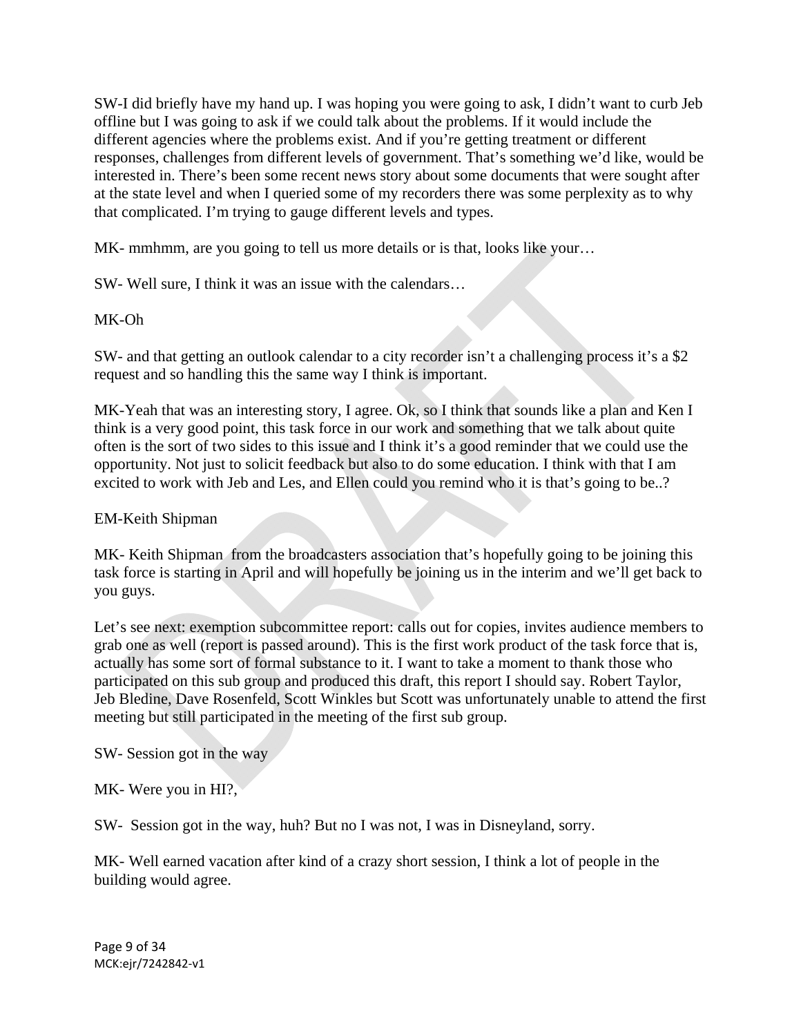SW-I did briefly have my hand up. I was hoping you were going to ask, I didn't want to curb Jeb offline but I was going to ask if we could talk about the problems. If it would include the different agencies where the problems exist. And if you're getting treatment or different responses, challenges from different levels of government. That's something we'd like, would be interested in. There's been some recent news story about some documents that were sought after at the state level and when I queried some of my recorders there was some perplexity as to why that complicated. I'm trying to gauge different levels and types.

MK- mmhmm, are you going to tell us more details or is that, looks like your…

SW- Well sure, I think it was an issue with the calendars…

MK-Oh

SW- and that getting an outlook calendar to a city recorder isn't a challenging process it's a $2 request and so handling this the same way I think is important.

MK-Yeah that was an interesting story, I agree. Ok, so I think that sounds like a plan and Ken I think is a very good point, this task force in our work and something that we talk about quite often is the sort of two sides to this issue and I think it's a good reminder that we could use the opportunity. Not just to solicit feedback but also to do some education. I think with that I am excited to work with Jeb and Les, and Ellen could you remind who it is that's going to be..?

EM-Keith Shipman

MK- Keith Shipman from the broadcasters association that's hopefully going to be joining this task force is starting in April and will hopefully be joining us in the interim and we'll get back to you guys.

Let's see next: exemption subcommittee report: calls out for copies, invites audience members to grab one as well (report is passed around). This is the first work product of the task force that is, actually has some sort of formal substance to it. I want to take a moment to thank those who participated on this sub group and produced this draft, this report I should say. Robert Taylor, Jeb Bledine, Dave Rosenfeld, Scott Winkles but Scott was unfortunately unable to attend the first meeting but still participated in the meeting of the first sub group.

SW- Session got in the way

MK- Were you in HI?,

SW- Session got in the way, huh? But no I was not, I was in Disneyland, sorry.

MK- Well earned vacation after kind of a crazy short session, I think a lot of people in the building would agree.

MCK:ejr/7242842-v1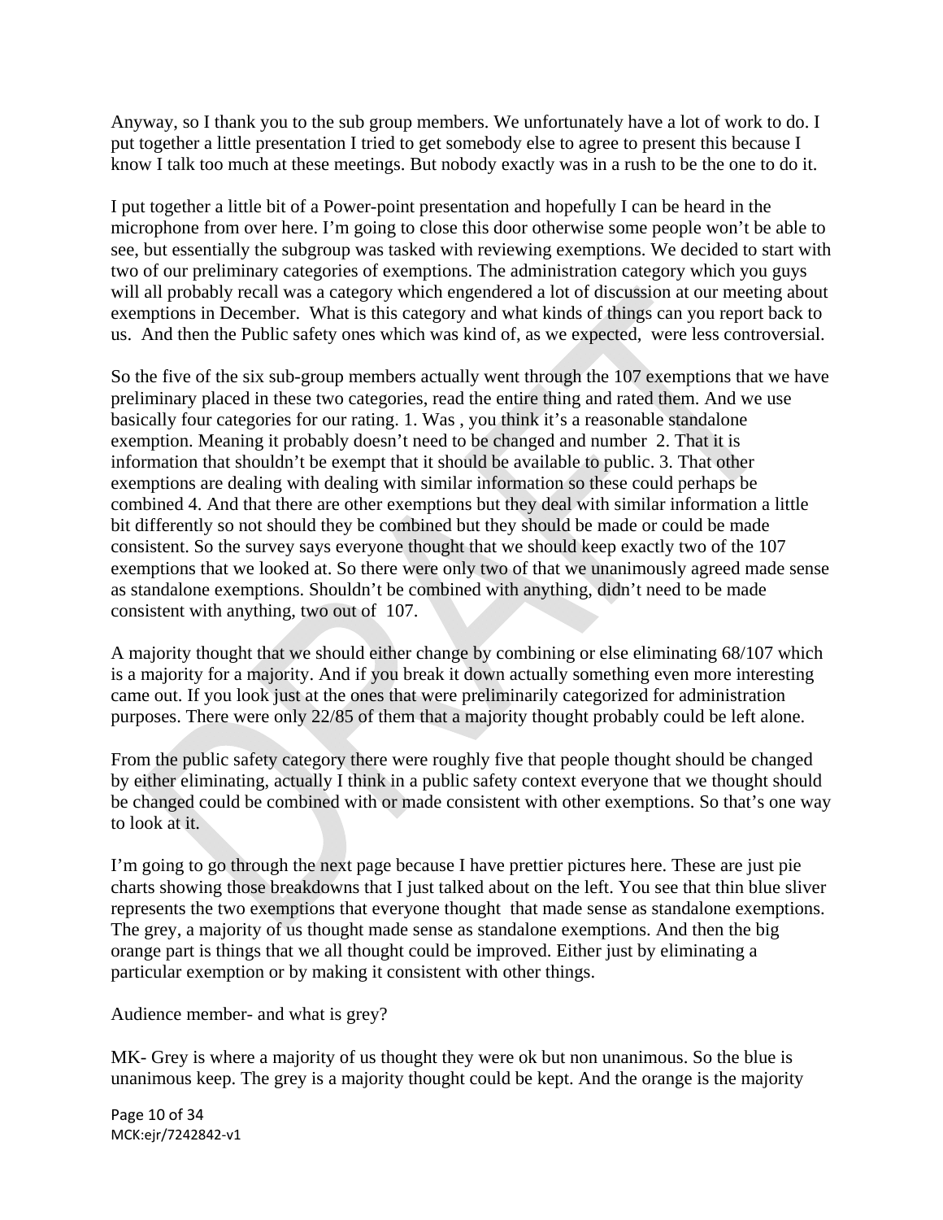Anyway, so I thank you to the sub group members. We unfortunately have a lot of work to do. I put together a little presentation I tried to get somebody else to agree to present this because I know I talk too much at these meetings. But nobody exactly was in a rush to be the one to do it.

I put together a little bit of a Power-point presentation and hopefully I can be heard in the microphone from over here. I'm going to close this door otherwise some people won't be able to see, but essentially the subgroup was tasked with reviewing exemptions. We decided to start with two of our preliminary categories of exemptions. The administration category which you guys will all probably recall was a category which engendered a lot of discussion at our meeting about exemptions in December. What is this category and what kinds of things can you report back to us. And then the Public safety ones which was kind of, as we expected, were less controversial.

So the five of the six sub-group members actually went through the 107 exemptions that we have preliminary placed in these two categories, read the entire thing and rated them. And we use basically four categories for our rating. 1. Was , you think it's a reasonable standalone exemption. Meaning it probably doesn't need to be changed and number 2. That it is information that shouldn't be exempt that it should be available to public. 3. That other exemptions are dealing with dealing with similar information so these could perhaps be combined 4. And that there are other exemptions but they deal with similar information a little bit differently so not should they be combined but they should be made or could be made consistent. So the survey says everyone thought that we should keep exactly two of the 107 exemptions that we looked at. So there were only two of that we unanimously agreed made sense as standalone exemptions. Shouldn't be combined with anything, didn't need to be made consistent with anything, two out of 107.

A majority thought that we should either change by combining or else eliminating 68/107 which is a majority for a majority. And if you break it down actually something even more interesting came out. If you look just at the ones that were preliminarily categorized for administration purposes. There were only 22/85 of them that a majority thought probably could be left alone.

From the public safety category there were roughly five that people thought should be changed by either eliminating, actually I think in a public safety context everyone that we thought should be changed could be combined with or made consistent with other exemptions. So that's one way to look at it.

I'm going to go through the next page because I have prettier pictures here. These are just pie charts showing those breakdowns that I just talked about on the left. You see that thin blue sliver represents the two exemptions that everyone thought that made sense as standalone exemptions. The grey, a majority of us thought made sense as standalone exemptions. And then the big orange part is things that we all thought could be improved. Either just by eliminating a particular exemption or by making it consistent with other things.

Audience member- and what is grey?

MK- Grey is where a majority of us thought they were ok but non unanimous. So the blue is unanimous keep. The grey is a majority thought could be kept. And the orange is the majority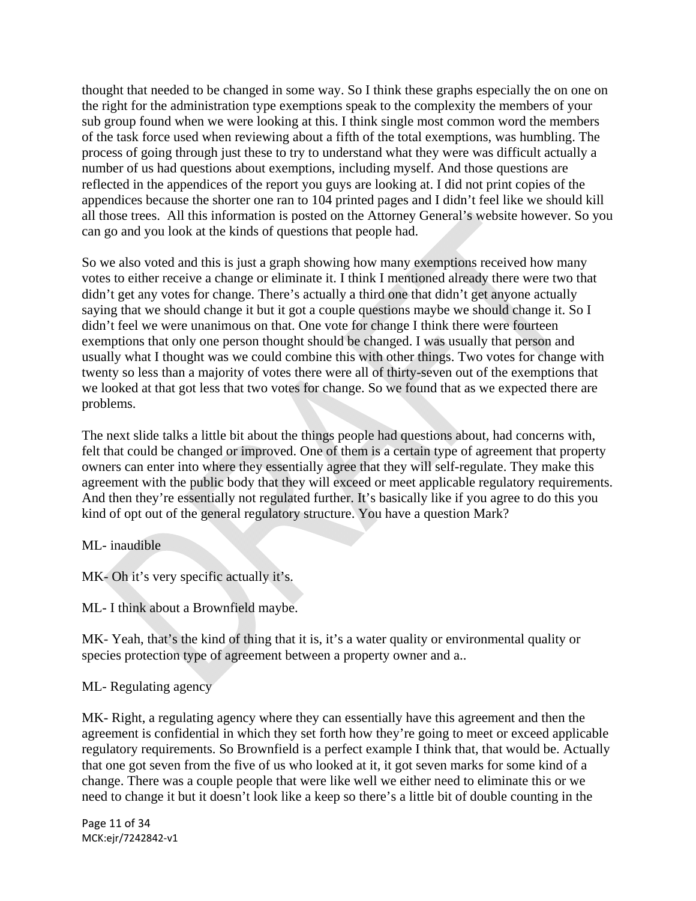thought that needed to be changed in some way. So I think these graphs especially the on one on the right for the administration type exemptions speak to the complexity the members of your sub group found when we were looking at this. I think single most common word the members of the task force used when reviewing about a fifth of the total exemptions, was humbling. The process of going through just these to try to understand what they were was difficult actually a number of us had questions about exemptions, including myself. And those questions are reflected in the appendices of the report you guys are looking at. I did not print copies of the appendices because the shorter one ran to 104 printed pages and I didn't feel like we should kill all those trees. All this information is posted on the Attorney General's website however. So you can go and you look at the kinds of questions that people had.

So we also voted and this is just a graph showing how many exemptions received how many votes to either receive a change or eliminate it. I think I mentioned already there were two that didn't get any votes for change. There's actually a third one that didn't get anyone actually saying that we should change it but it got a couple questions maybe we should change it. So I didn't feel we were unanimous on that. One vote for change I think there were fourteen exemptions that only one person thought should be changed. I was usually that person and usually what I thought was we could combine this with other things. Two votes for change with twenty so less than a majority of votes there were all of thirty-seven out of the exemptions that we looked at that got less that two votes for change. So we found that as we expected there are problems.

The next slide talks a little bit about the things people had questions about, had concerns with, felt that could be changed or improved. One of them is a certain type of agreement that property owners can enter into where they essentially agree that they will self-regulate. They make this agreement with the public body that they will exceed or meet applicable regulatory requirements. And then they're essentially not regulated further. It's basically like if you agree to do this you kind of opt out of the general regulatory structure. You have a question Mark?

ML- inaudible

MK- Oh it's very specific actually it's.

ML- I think about a Brownfield maybe.

MK- Yeah, that's the kind of thing that it is, it's a water quality or environmental quality or species protection type of agreement between a property owner and a..

ML- Regulating agency

MK- Right, a regulating agency where they can essentially have this agreement and then the agreement is confidential in which they set forth how they're going to meet or exceed applicable regulatory requirements. So Brownfield is a perfect example I think that, that would be. Actually that one got seven from the five of us who looked at it, it got seven marks for some kind of a change. There was a couple people that were like well we either need to eliminate this or we need to change it but it doesn't look like a keep so there's a little bit of double counting in the

MCK:ejr/7242842-v1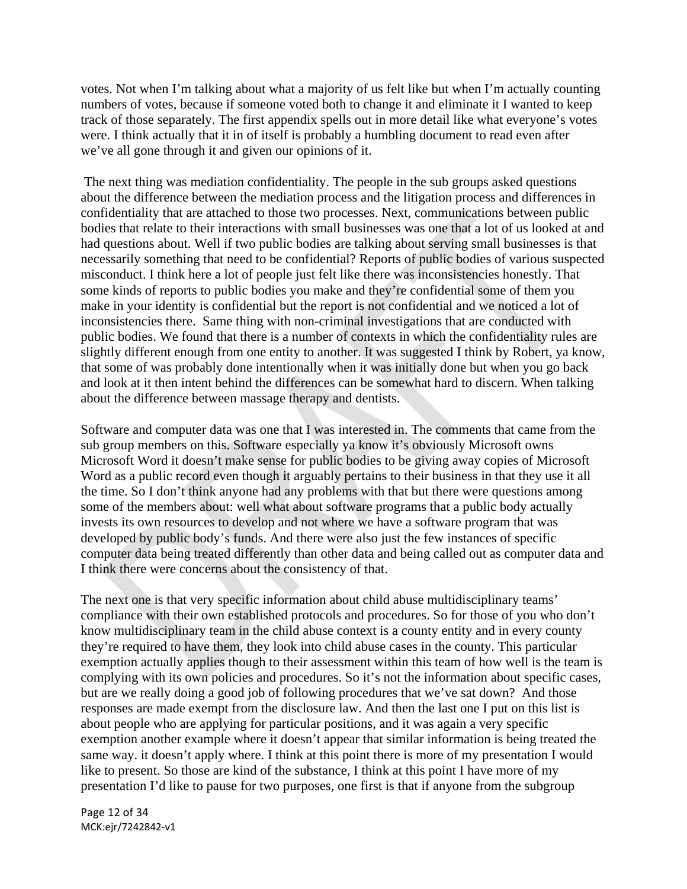votes. Not when I'm talking about what a majority of us felt like but when I'm actually counting numbers of votes, because if someone voted both to change it and eliminate it I wanted to keep track of those separately. The first appendix spells out in more detail like what everyone's votes were. I think actually that it in of itself is probably a humbling document to read even after we've all gone through it and given our opinions of it.

The next thing was mediation confidentiality. The people in the sub groups asked questions about the difference between the mediation process and the litigation process and differences in confidentiality that are attached to those two processes. Next, communications between public bodies that relate to their interactions with small businesses was one that a lot of us looked at and had questions about. Well if two public bodies are talking about serving small businesses is that necessarily something that need to be confidential? Reports of public bodies of various suspected misconduct. I think here a lot of people just felt like there was inconsistencies honestly. That some kinds of reports to public bodies you make and they're confidential some of them you make in your identity is confidential but the report is not confidential and we noticed a lot of inconsistencies there. Same thing with non-criminal investigations that are conducted with public bodies. We found that there is a number of contexts in which the confidentiality rules are slightly different enough from one entity to another. It was suggested I think by Robert, ya know, that some of was probably done intentionally when it was initially done but when you go back and look at it then intent behind the differences can be somewhat hard to discern. When talking about the difference between massage therapy and dentists.

Software and computer data was one that I was interested in. The comments that came from the sub group members on this. Software especially ya know it's obviously Microsoft owns Microsoft Word it doesn't make sense for public bodies to be giving away copies of Microsoft Word as a public record even though it arguably pertains to their business in that they use it all the time. So I don't think anyone had any problems with that but there were questions among some of the members about: well what about software programs that a public body actually invests its own resources to develop and not where we have a software program that was developed by public body's funds. And there were also just the few instances of specific computer data being treated differently than other data and being called out as computer data and I think there were concerns about the consistency of that.

The next one is that very specific information about child abuse multidisciplinary teams' compliance with their own established protocols and procedures. So for those of you who don't know multidisciplinary team in the child abuse context is a county entity and in every county they're required to have them, they look into child abuse cases in the county. This particular exemption actually applies though to their assessment within this team of how well is the team is complying with its own policies and procedures. So it's not the information about specific cases, but are we really doing a good job of following procedures that we've sat down? And those responses are made exempt from the disclosure law. And then the last one I put on this list is about people who are applying for particular positions, and it was again a very specific exemption another example where it doesn't appear that similar information is being treated the same way. it doesn't apply where. I think at this point there is more of my presentation I would like to present. So those are kind of the substance, I think at this point I have more of my presentation I'd like to pause for two purposes, one first is that if anyone from the subgroup

MCK:ejr/7242842-v1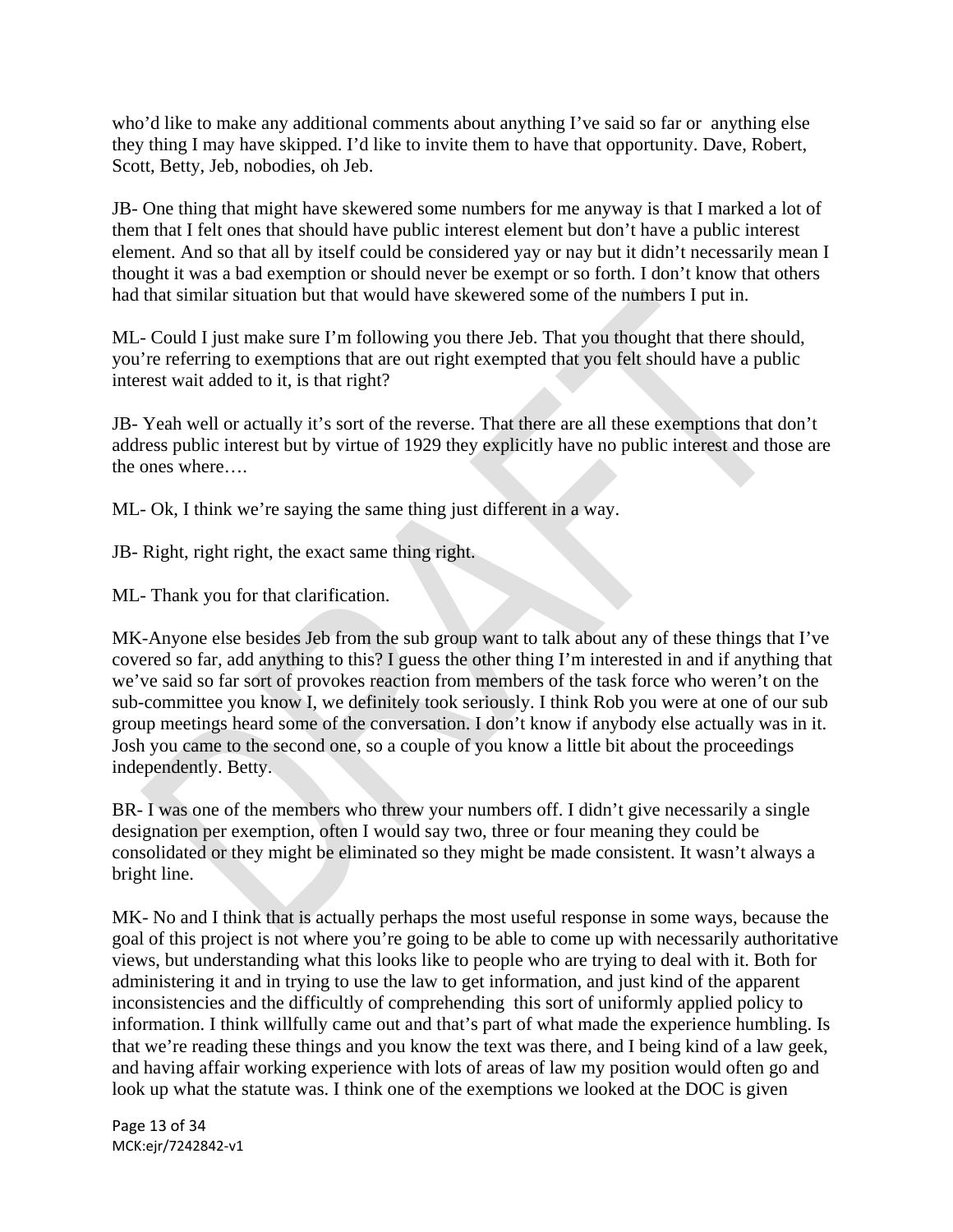who'd like to make any additional comments about anything I've said so far or anything else they thing I may have skipped. I'd like to invite them to have that opportunity. Dave, Robert, Scott, Betty, Jeb, nobodies, oh Jeb.

JB- One thing that might have skewered some numbers for me anyway is that I marked a lot of them that I felt ones that should have public interest element but don't have a public interest element. And so that all by itself could be considered yay or nay but it didn't necessarily mean I thought it was a bad exemption or should never be exempt or so forth. I don't know that others had that similar situation but that would have skewered some of the numbers I put in.

ML- Could I just make sure I'm following you there Jeb. That you thought that there should, you're referring to exemptions that are out right exempted that you felt should have a public interest wait added to it, is that right?

JB- Yeah well or actually it's sort of the reverse. That there are all these exemptions that don't address public interest but by virtue of 1929 they explicitly have no public interest and those are the ones where….

ML- Ok, I think we're saying the same thing just different in a way.

JB- Right, right right, the exact same thing right.

ML- Thank you for that clarification.

MK-Anyone else besides Jeb from the sub group want to talk about any of these things that I've covered so far, add anything to this? I guess the other thing I'm interested in and if anything that we've said so far sort of provokes reaction from members of the task force who weren't on the sub-committee you know I, we definitely took seriously. I think Rob you were at one of our sub group meetings heard some of the conversation. I don't know if anybody else actually was in it. Josh you came to the second one, so a couple of you know a little bit about the proceedings independently. Betty.

BR- I was one of the members who threw your numbers off. I didn't give necessarily a single designation per exemption, often I would say two, three or four meaning they could be consolidated or they might be eliminated so they might be made consistent. It wasn't always a bright line.

MK- No and I think that is actually perhaps the most useful response in some ways, because the goal of this project is not where you're going to be able to come up with necessarily authoritative views, but understanding what this looks like to people who are trying to deal with it. Both for administering it and in trying to use the law to get information, and just kind of the apparent inconsistencies and the difficultly of comprehending this sort of uniformly applied policy to information. I think willfully came out and that's part of what made the experience humbling. Is that we're reading these things and you know the text was there, and I being kind of a law geek, and having affair working experience with lots of areas of law my position would often go and look up what the statute was. I think one of the exemptions we looked at the DOC is given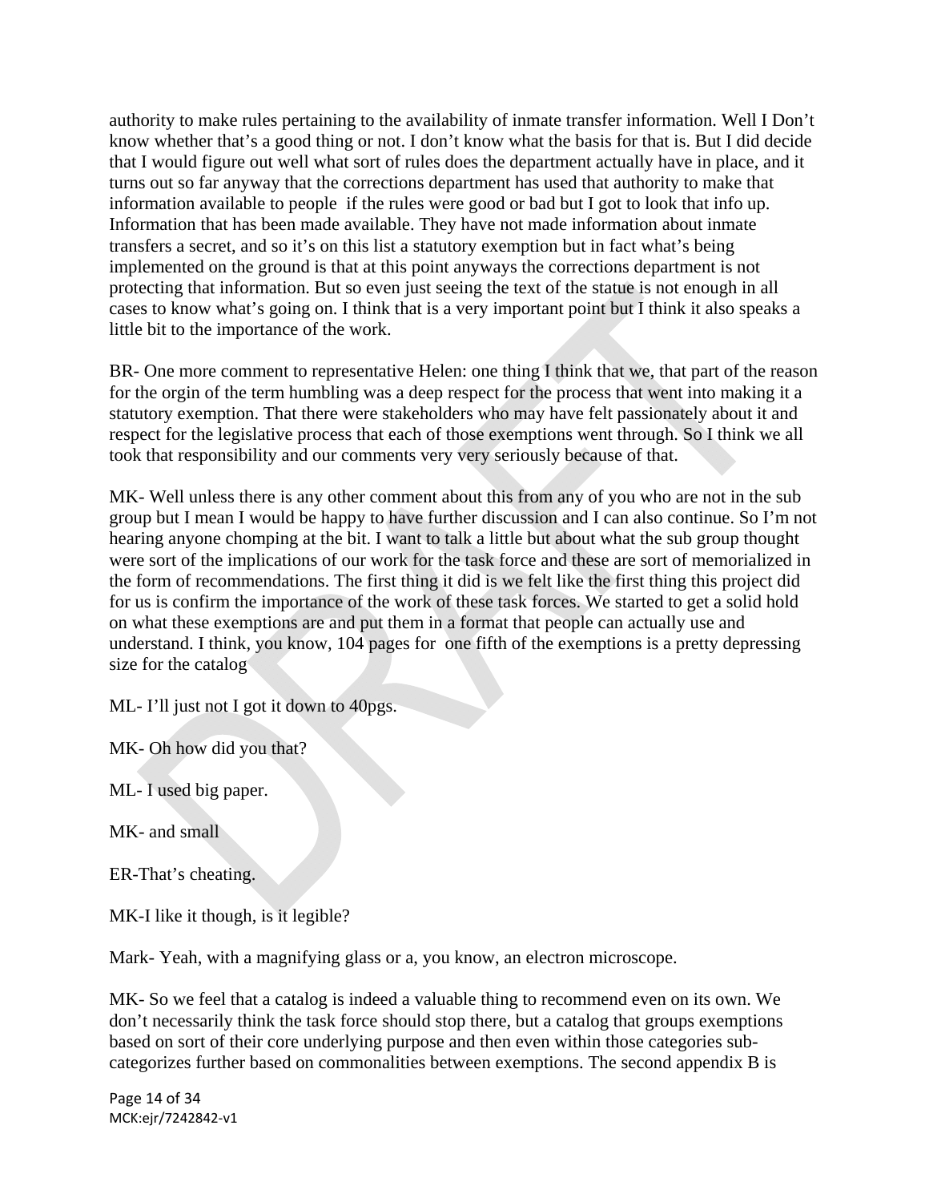authority to make rules pertaining to the availability of inmate transfer information. Well I Don't know whether that's a good thing or not. I don't know what the basis for that is. But I did decide that I would figure out well what sort of rules does the department actually have in place, and it turns out so far anyway that the corrections department has used that authority to make that information available to people if the rules were good or bad but I got to look that info up. Information that has been made available. They have not made information about inmate transfers a secret, and so it's on this list a statutory exemption but in fact what's being implemented on the ground is that at this point anyways the corrections department is not protecting that information. But so even just seeing the text of the statue is not enough in all cases to know what's going on. I think that is a very important point but I think it also speaks a little bit to the importance of the work.

BR- One more comment to representative Helen: one thing I think that we, that part of the reason for the orgin of the term humbling was a deep respect for the process that went into making it a statutory exemption. That there were stakeholders who may have felt passionately about it and respect for the legislative process that each of those exemptions went through. So I think we all took that responsibility and our comments very very seriously because of that.

MK- Well unless there is any other comment about this from any of you who are not in the sub group but I mean I would be happy to have further discussion and I can also continue. So I'm not hearing anyone chomping at the bit. I want to talk a little but about what the sub group thought were sort of the implications of our work for the task force and these are sort of memorialized in the form of recommendations. The first thing it did is we felt like the first thing this project did for us is confirm the importance of the work of these task forces. We started to get a solid hold on what these exemptions are and put them in a format that people can actually use and understand. I think, you know, 104 pages for one fifth of the exemptions is a pretty depressing size for the catalog

ML- I'll just not I got it down to 40pgs.

MK- Oh how did you that?

ML- I used big paper.

MK- and small

ER-That's cheating.

MK-I like it though, is it legible?

Mark- Yeah, with a magnifying glass or a, you know, an electron microscope.

MK- So we feel that a catalog is indeed a valuable thing to recommend even on its own. We don't necessarily think the task force should stop there, but a catalog that groups exemptions based on sort of their core underlying purpose and then even within those categories sub-categorizes further based on commonalities between exemptions. The second appendix B is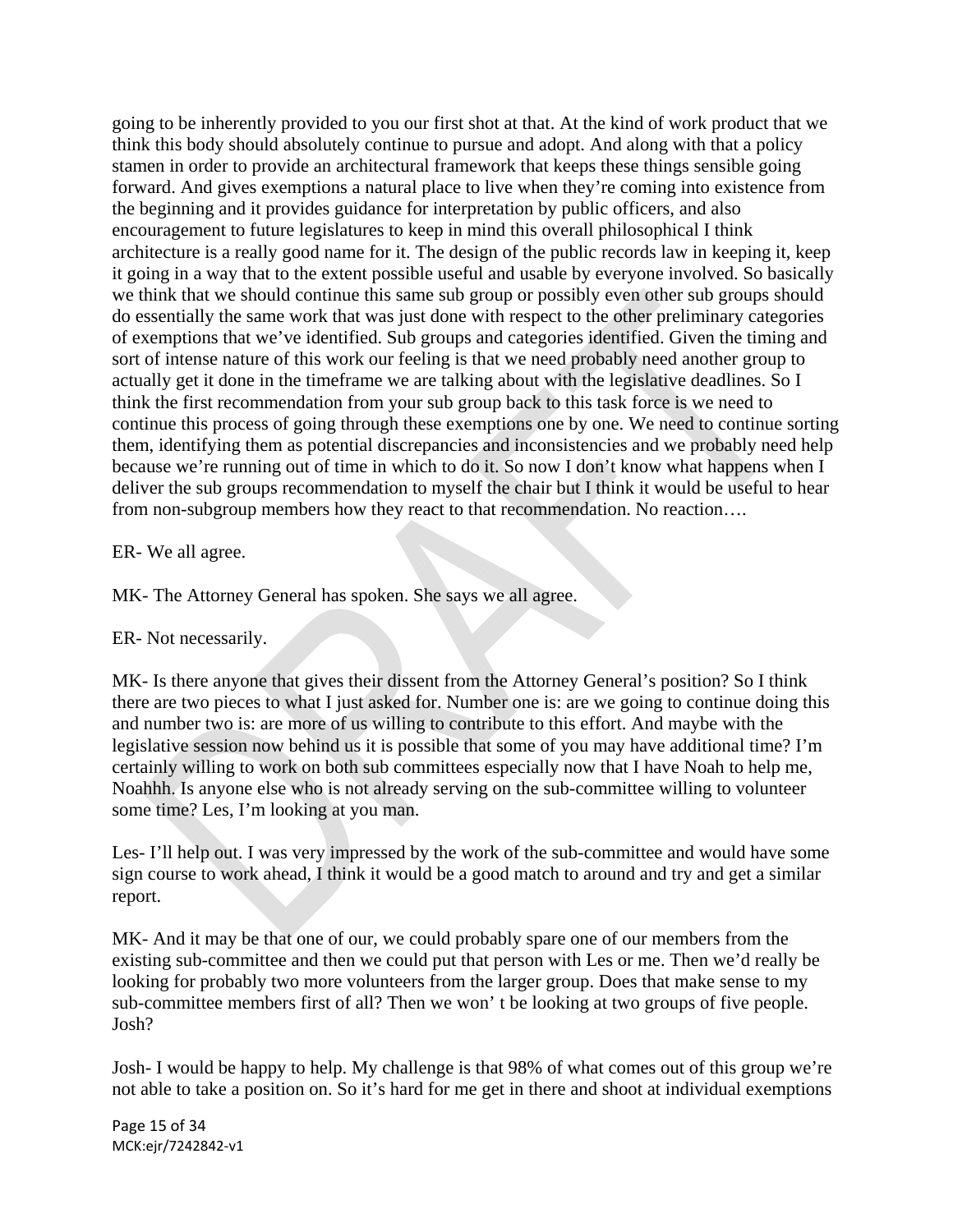going to be inherently provided to you our first shot at that. At the kind of work product that we think this body should absolutely continue to pursue and adopt. And along with that a policy stamen in order to provide an architectural framework that keeps these things sensible going forward. And gives exemptions a natural place to live when they're coming into existence from the beginning and it provides guidance for interpretation by public officers, and also encouragement to future legislatures to keep in mind this overall philosophical I think architecture is a really good name for it. The design of the public records law in keeping it, keep it going in a way that to the extent possible useful and usable by everyone involved. So basically we think that we should continue this same sub group or possibly even other sub groups should do essentially the same work that was just done with respect to the other preliminary categories of exemptions that we've identified. Sub groups and categories identified. Given the timing and sort of intense nature of this work our feeling is that we need probably need another group to actually get it done in the timeframe we are talking about with the legislative deadlines. So I think the first recommendation from your sub group back to this task force is we need to continue this process of going through these exemptions one by one. We need to continue sorting them, identifying them as potential discrepancies and inconsistencies and we probably need help because we're running out of time in which to do it. So now I don't know what happens when I deliver the sub groups recommendation to myself the chair but I think it would be useful to hear from non-subgroup members how they react to that recommendation. No reaction….

ER- We all agree.

MK- The Attorney General has spoken. She says we all agree.

ER- Not necessarily.

MK- Is there anyone that gives their dissent from the Attorney General's position? So I think there are two pieces to what I just asked for. Number one is: are we going to continue doing this and number two is: are more of us willing to contribute to this effort. And maybe with the legislative session now behind us it is possible that some of you may have additional time? I'm certainly willing to work on both sub committees especially now that I have Noah to help me, Noahhh. Is anyone else who is not already serving on the sub-committee willing to volunteer some time? Les, I'm looking at you man.

Les- I'll help out. I was very impressed by the work of the sub-committee and would have some sign course to work ahead, I think it would be a good match to around and try and get a similar report.

MK- And it may be that one of our, we could probably spare one of our members from the existing sub-committee and then we could put that person with Les or me. Then we'd really be looking for probably two more volunteers from the larger group. Does that make sense to my sub-committee members first of all? Then we won' t be looking at two groups of five people. Josh?

Josh- I would be happy to help. My challenge is that 98% of what comes out of this group we're not able to take a position on. So it's hard for me get in there and shoot at individual exemptions

MCK:ejr/7242842-v1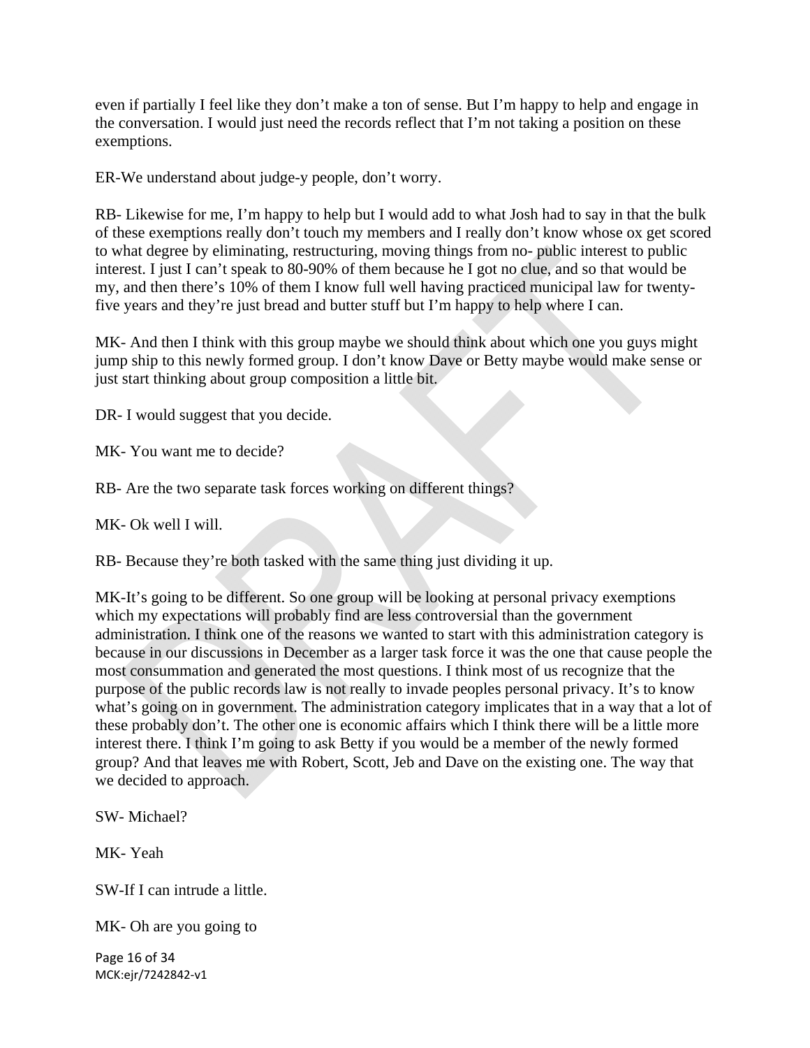even if partially I feel like they don't make a ton of sense. But I'm happy to help and engage in the conversation. I would just need the records reflect that I'm not taking a position on these exemptions.

ER-We understand about judge-y people, don't worry.

RB- Likewise for me, I'm happy to help but I would add to what Josh had to say in that the bulk of these exemptions really don't touch my members and I really don't know whose ox get scored to what degree by eliminating, restructuring, moving things from no- public interest to public interest. I just I can't speak to 80-90% of them because he I got no clue, and so that would be my, and then there's 10% of them I know full well having practiced municipal law for twenty-five years and they're just bread and butter stuff but I'm happy to help where I can.

MK- And then I think with this group maybe we should think about which one you guys might jump ship to this newly formed group. I don't know Dave or Betty maybe would make sense or just start thinking about group composition a little bit.

DR- I would suggest that you decide.

MK- You want me to decide?

RB- Are the two separate task forces working on different things?

MK- Ok well I will.

RB- Because they're both tasked with the same thing just dividing it up.

MK-It's going to be different. So one group will be looking at personal privacy exemptions which my expectations will probably find are less controversial than the government administration. I think one of the reasons we wanted to start with this administration category is because in our discussions in December as a larger task force it was the one that cause people the most consummation and generated the most questions. I think most of us recognize that the purpose of the public records law is not really to invade peoples personal privacy. It's to know what's going on in government. The administration category implicates that in a way that a lot of these probably don't. The other one is economic affairs which I think there will be a little more interest there. I think I'm going to ask Betty if you would be a member of the newly formed group? And that leaves me with Robert, Scott, Jeb and Dave on the existing one. The way that we decided to approach.

SW- Michael?

MK- Yeah

SW-If I can intrude a little.

MK- Oh are you going to

MCK:ejr/7242842-v1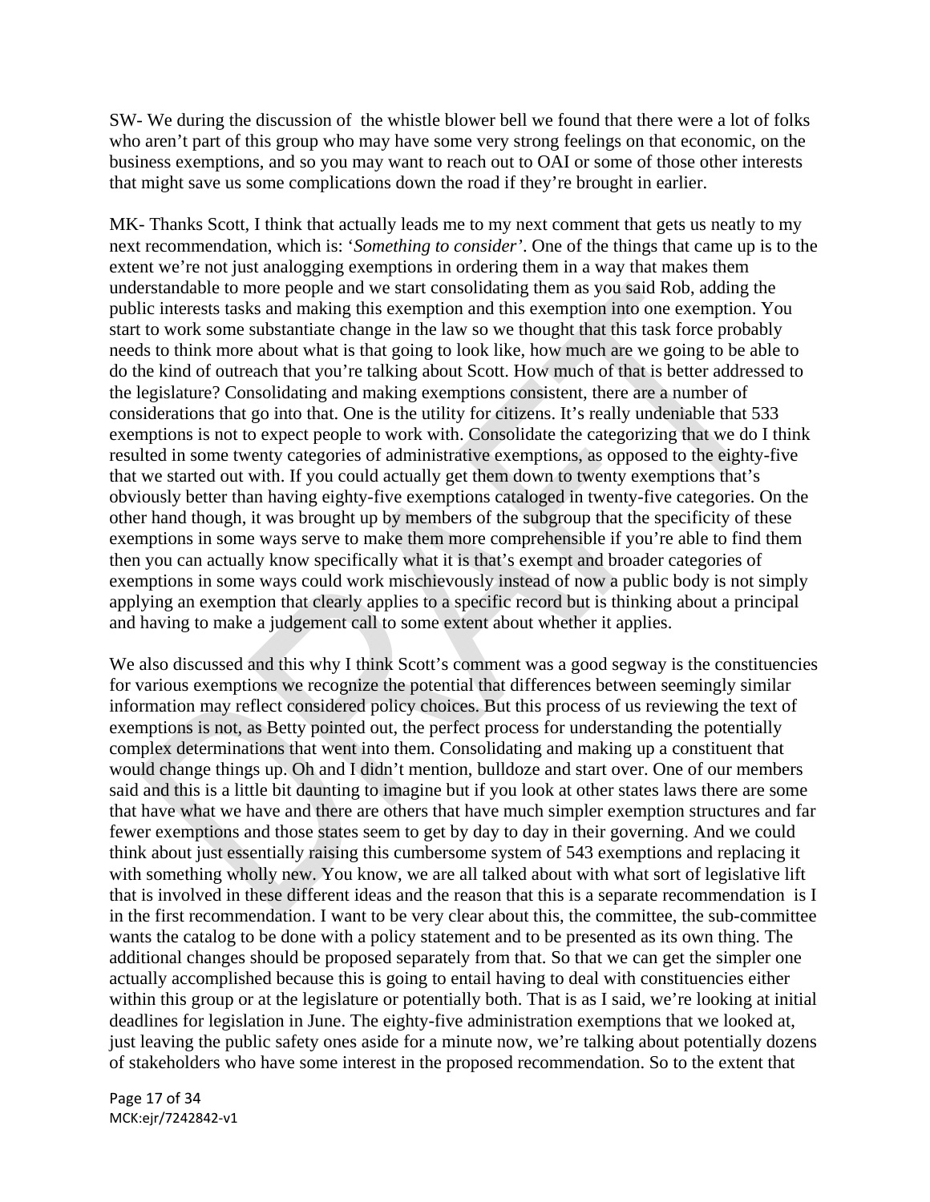SW- We during the discussion of the whistle blower bell we found that there were a lot of folks who aren't part of this group who may have some very strong feelings on that economic, on the business exemptions, and so you may want to reach out to OAI or some of those other interests that might save us some complications down the road if they're brought in earlier.

MK- Thanks Scott, I think that actually leads me to my next comment that gets us neatly to my next recommendation, which is: '*Something to consider*'. One of the things that came up is to the extent we're not just analogging exemptions in ordering them in a way that makes them understandable to more people and we start consolidating them as you said Rob, adding the public interests tasks and making this exemption and this exemption into one exemption. You start to work some substantiate change in the law so we thought that this task force probably needs to think more about what is that going to look like, how much are we going to be able to do the kind of outreach that you're talking about Scott. How much of that is better addressed to the legislature? Consolidating and making exemptions consistent, there are a number of considerations that go into that. One is the utility for citizens. It's really undeniable that 533 exemptions is not to expect people to work with. Consolidate the categorizing that we do I think resulted in some twenty categories of administrative exemptions, as opposed to the eighty-five that we started out with. If you could actually get them down to twenty exemptions that's obviously better than having eighty-five exemptions cataloged in twenty-five categories. On the other hand though, it was brought up by members of the subgroup that the specificity of these exemptions in some ways serve to make them more comprehensible if you're able to find them then you can actually know specifically what it is that's exempt and broader categories of exemptions in some ways could work mischievously instead of now a public body is not simply applying an exemption that clearly applies to a specific record but is thinking about a principal and having to make a judgement call to some extent about whether it applies.

We also discussed and this why I think Scott's comment was a good segway is the constituencies for various exemptions we recognize the potential that differences between seemingly similar information may reflect considered policy choices. But this process of us reviewing the text of exemptions is not, as Betty pointed out, the perfect process for understanding the potentially complex determinations that went into them. Consolidating and making up a constituent that would change things up. Oh and I didn't mention, bulldoze and start over. One of our members said and this is a little bit daunting to imagine but if you look at other states laws there are some that have what we have and there are others that have much simpler exemption structures and far fewer exemptions and those states seem to get by day to day in their governing. And we could think about just essentially raising this cumbersome system of 543 exemptions and replacing it with something wholly new. You know, we are all talked about with what sort of legislative lift that is involved in these different ideas and the reason that this is a separate recommendation is I in the first recommendation. I want to be very clear about this, the committee, the sub-committee wants the catalog to be done with a policy statement and to be presented as its own thing. The additional changes should be proposed separately from that. So that we can get the simpler one actually accomplished because this is going to entail having to deal with constituencies either within this group or at the legislature or potentially both. That is as I said, we're looking at initial deadlines for legislation in June. The eighty-five administration exemptions that we looked at, just leaving the public safety ones aside for a minute now, we're talking about potentially dozens of stakeholders who have some interest in the proposed recommendation. So to the extent that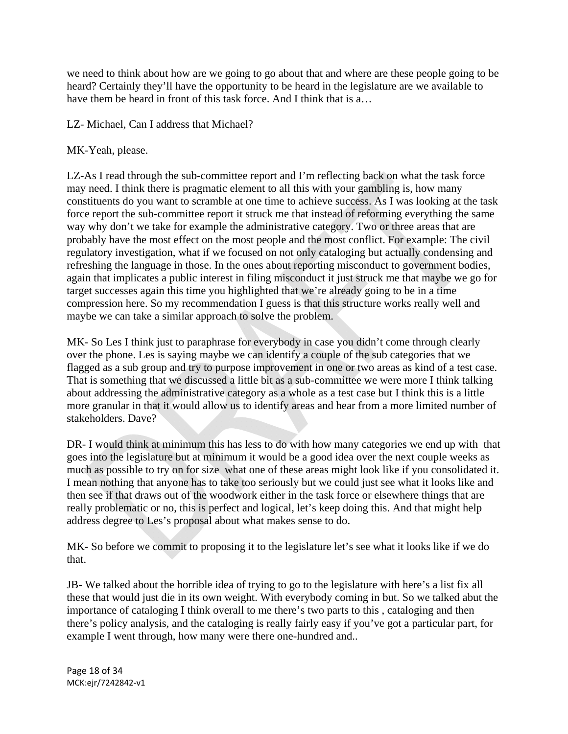we need to think about how are we going to go about that and where are these people going to be heard? Certainly they'll have the opportunity to be heard in the legislature are we available to have them be heard in front of this task force. And I think that is a…

LZ- Michael, Can I address that Michael?

MK-Yeah, please.

LZ-As I read through the sub-committee report and I'm reflecting back on what the task force may need. I think there is pragmatic element to all this with your gambling is, how many constituents do you want to scramble at one time to achieve success. As I was looking at the task force report the sub-committee report it struck me that instead of reforming everything the same way why don't we take for example the administrative category. Two or three areas that are probably have the most effect on the most people and the most conflict. For example: The civil regulatory investigation, what if we focused on not only cataloging but actually condensing and refreshing the language in those. In the ones about reporting misconduct to government bodies, again that implicates a public interest in filing misconduct it just struck me that maybe we go for target successes again this time you highlighted that we're already going to be in a time compression here. So my recommendation I guess is that this structure works really well and maybe we can take a similar approach to solve the problem.

MK- So Les I think just to paraphrase for everybody in case you didn't come through clearly over the phone. Les is saying maybe we can identify a couple of the sub categories that we flagged as a sub group and try to purpose improvement in one or two areas as kind of a test case. That is something that we discussed a little bit as a sub-committee we were more I think talking about addressing the administrative category as a whole as a test case but I think this is a little more granular in that it would allow us to identify areas and hear from a more limited number of stakeholders. Dave?

DR- I would think at minimum this has less to do with how many categories we end up with that goes into the legislature but at minimum it would be a good idea over the next couple weeks as much as possible to try on for size what one of these areas might look like if you consolidated it. I mean nothing that anyone has to take too seriously but we could just see what it looks like and then see if that draws out of the woodwork either in the task force or elsewhere things that are really problematic or no, this is perfect and logical, let's keep doing this. And that might help address degree to Les's proposal about what makes sense to do.

MK- So before we commit to proposing it to the legislature let's see what it looks like if we do that.

JB- We talked about the horrible idea of trying to go to the legislature with here's a list fix all these that would just die in its own weight. With everybody coming in but. So we talked abut the importance of cataloging I think overall to me there's two parts to this , cataloging and then there's policy analysis, and the cataloging is really fairly easy if you've got a particular part, for example I went through, how many were there one-hundred and..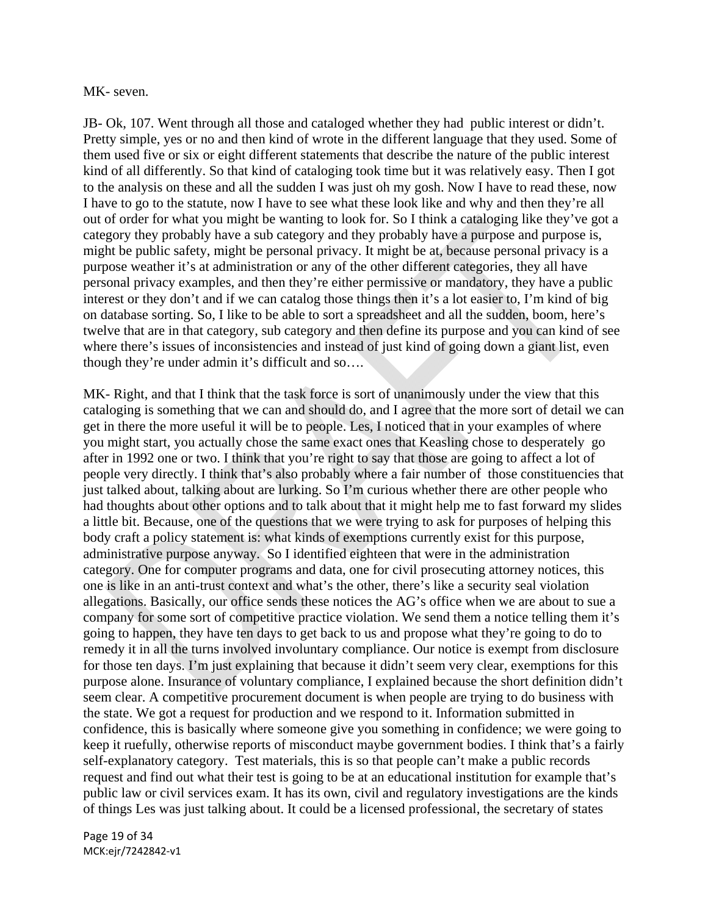MK- seven.

JB- Ok, 107. Went through all those and cataloged whether they had public interest or didn't. Pretty simple, yes or no and then kind of wrote in the different language that they used. Some of them used five or six or eight different statements that describe the nature of the public interest kind of all differently. So that kind of cataloging took time but it was relatively easy. Then I got to the analysis on these and all the sudden I was just oh my gosh. Now I have to read these, now I have to go to the statute, now I have to see what these look like and why and then they're all out of order for what you might be wanting to look for. So I think a cataloging like they've got a category they probably have a sub category and they probably have a purpose and purpose is, might be public safety, might be personal privacy. It might be at, because personal privacy is a purpose weather it's at administration or any of the other different categories, they all have personal privacy examples, and then they're either permissive or mandatory, they have a public interest or they don't and if we can catalog those things then it's a lot easier to, I'm kind of big on database sorting. So, I like to be able to sort a spreadsheet and all the sudden, boom, here's twelve that are in that category, sub category and then define its purpose and you can kind of see where there's issues of inconsistencies and instead of just kind of going down a giant list, even though they're under admin it's difficult and so….

MK- Right, and that I think that the task force is sort of unanimously under the view that this cataloging is something that we can and should do, and I agree that the more sort of detail we can get in there the more useful it will be to people. Les, I noticed that in your examples of where you might start, you actually chose the same exact ones that Keasling chose to desperately go after in 1992 one or two. I think that you're right to say that those are going to affect a lot of people very directly. I think that's also probably where a fair number of those constituencies that just talked about, talking about are lurking. So I'm curious whether there are other people who had thoughts about other options and to talk about that it might help me to fast forward my slides a little bit. Because, one of the questions that we were trying to ask for purposes of helping this body craft a policy statement is: what kinds of exemptions currently exist for this purpose, administrative purpose anyway. So I identified eighteen that were in the administration category. One for computer programs and data, one for civil prosecuting attorney notices, this one is like in an anti-trust context and what's the other, there's like a security seal violation allegations. Basically, our office sends these notices the AG's office when we are about to sue a company for some sort of competitive practice violation. We send them a notice telling them it's going to happen, they have ten days to get back to us and propose what they're going to do to remedy it in all the turns involved involuntary compliance. Our notice is exempt from disclosure for those ten days. I'm just explaining that because it didn't seem very clear, exemptions for this purpose alone. Insurance of voluntary compliance, I explained because the short definition didn't seem clear. A competitive procurement document is when people are trying to do business with the state. We got a request for production and we respond to it. Information submitted in confidence, this is basically where someone give you something in confidence; we were going to keep it ruefully, otherwise reports of misconduct maybe government bodies. I think that's a fairly self-explanatory category. Test materials, this is so that people can't make a public records request and find out what their test is going to be at an educational institution for example that's public law or civil services exam. It has its own, civil and regulatory investigations are the kinds of things Les was just talking about. It could be a licensed professional, the secretary of states

MCK:ejr/7242842-v1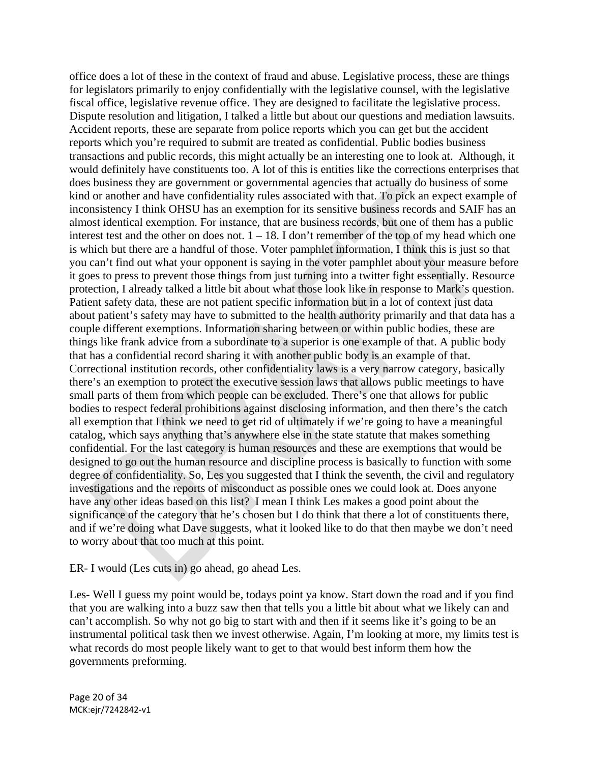office does a lot of these in the context of fraud and abuse. Legislative process, these are things for legislators primarily to enjoy confidentially with the legislative counsel, with the legislative fiscal office, legislative revenue office. They are designed to facilitate the legislative process. Dispute resolution and litigation, I talked a little but about our questions and mediation lawsuits. Accident reports, these are separate from police reports which you can get but the accident reports which you're required to submit are treated as confidential. Public bodies business transactions and public records, this might actually be an interesting one to look at. Although, it would definitely have constituents too. A lot of this is entities like the corrections enterprises that does business they are government or governmental agencies that actually do business of some kind or another and have confidentiality rules associated with that. To pick an expect example of inconsistency I think OHSU has an exemption for its sensitive business records and SAIF has an almost identical exemption. For instance, that are business records, but one of them has a public interest test and the other on does not. 1 – 18. I don't remember of the top of my head which one is which but there are a handful of those. Voter pamphlet information, I think this is just so that you can't find out what your opponent is saying in the voter pamphlet about your measure before it goes to press to prevent those things from just turning into a twitter fight essentially. Resource protection, I already talked a little bit about what those look like in response to Mark's question. Patient safety data, these are not patient specific information but in a lot of context just data about patient's safety may have to submitted to the health authority primarily and that data has a couple different exemptions. Information sharing between or within public bodies, these are things like frank advice from a subordinate to a superior is one example of that. A public body that has a confidential record sharing it with another public body is an example of that. Correctional institution records, other confidentiality laws is a very narrow category, basically there's an exemption to protect the executive session laws that allows public meetings to have small parts of them from which people can be excluded. There's one that allows for public bodies to respect federal prohibitions against disclosing information, and then there's the catch all exemption that I think we need to get rid of ultimately if we're going to have a meaningful catalog, which says anything that's anywhere else in the state statute that makes something confidential. For the last category is human resources and these are exemptions that would be designed to go out the human resource and discipline process is basically to function with some degree of confidentiality. So, Les you suggested that I think the seventh, the civil and regulatory investigations and the reports of misconduct as possible ones we could look at. Does anyone have any other ideas based on this list? I mean I think Les makes a good point about the significance of the category that he's chosen but I do think that there a lot of constituents there, and if we're doing what Dave suggests, what it looked like to do that then maybe we don't need to worry about that too much at this point.

ER- I would (Les cuts in) go ahead, go ahead Les.

Les- Well I guess my point would be, todays point ya know. Start down the road and if you find that you are walking into a buzz saw then that tells you a little bit about what we likely can and can't accomplish. So why not go big to start with and then if it seems like it's going to be an instrumental political task then we invest otherwise. Again, I'm looking at more, my limits test is what records do most people likely want to get to that would best inform them how the governments preforming.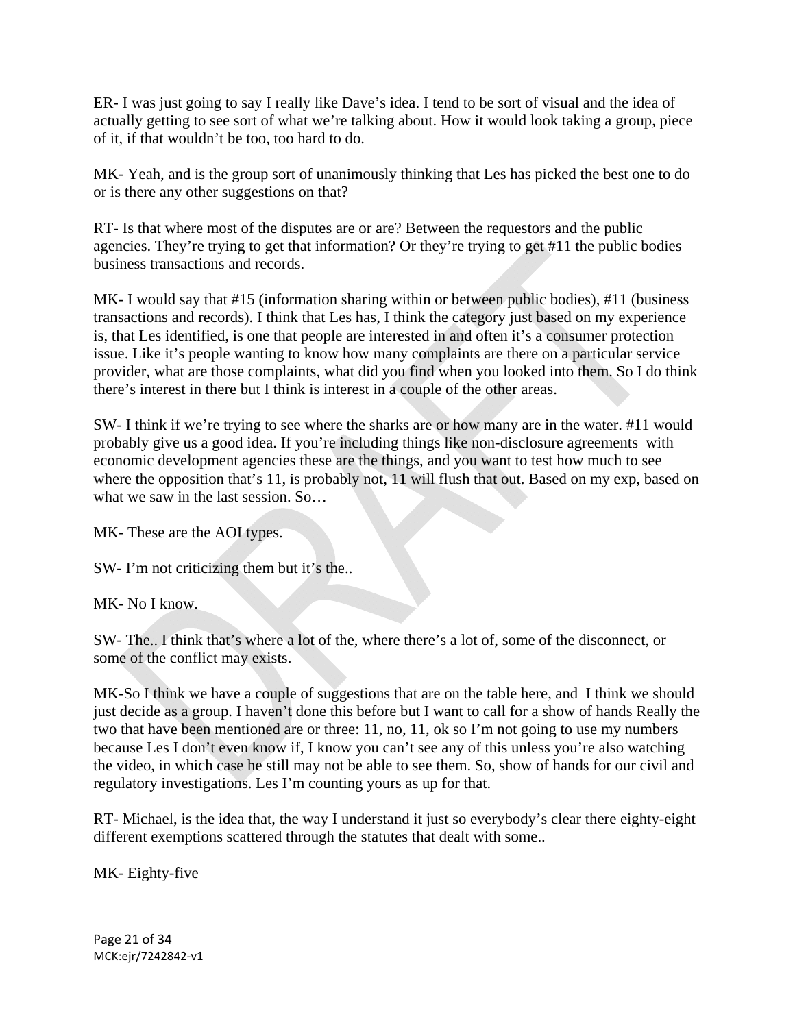ER- I was just going to say I really like Dave's idea. I tend to be sort of visual and the idea of actually getting to see sort of what we're talking about. How it would look taking a group, piece of it, if that wouldn't be too, too hard to do.

MK- Yeah, and is the group sort of unanimously thinking that Les has picked the best one to do or is there any other suggestions on that?

RT- Is that where most of the disputes are or are? Between the requestors and the public agencies. They're trying to get that information? Or they're trying to get #11 the public bodies business transactions and records.

MK- I would say that #15 (information sharing within or between public bodies), #11 (business transactions and records). I think that Les has, I think the category just based on my experience is, that Les identified, is one that people are interested in and often it's a consumer protection issue. Like it's people wanting to know how many complaints are there on a particular service provider, what are those complaints, what did you find when you looked into them. So I do think there's interest in there but I think is interest in a couple of the other areas.

SW- I think if we're trying to see where the sharks are or how many are in the water. #11 would probably give us a good idea. If you're including things like non-disclosure agreements with economic development agencies these are the things, and you want to test how much to see where the opposition that's 11, is probably not, 11 will flush that out. Based on my exp, based on what we saw in the last session. So…

MK- These are the AOI types.

SW- I'm not criticizing them but it's the..

MK- No I know.

SW- The.. I think that's where a lot of the, where there's a lot of, some of the disconnect, or some of the conflict may exists.

MK-So I think we have a couple of suggestions that are on the table here, and I think we should just decide as a group. I haven't done this before but I want to call for a show of hands Really the two that have been mentioned are or three: 11, no, 11, ok so I'm not going to use my numbers because Les I don't even know if, I know you can't see any of this unless you're also watching the video, in which case he still may not be able to see them. So, show of hands for our civil and regulatory investigations. Les I'm counting yours as up for that.

RT- Michael, is the idea that, the way I understand it just so everybody's clear there eighty-eight different exemptions scattered through the statutes that dealt with some..

MK- Eighty-five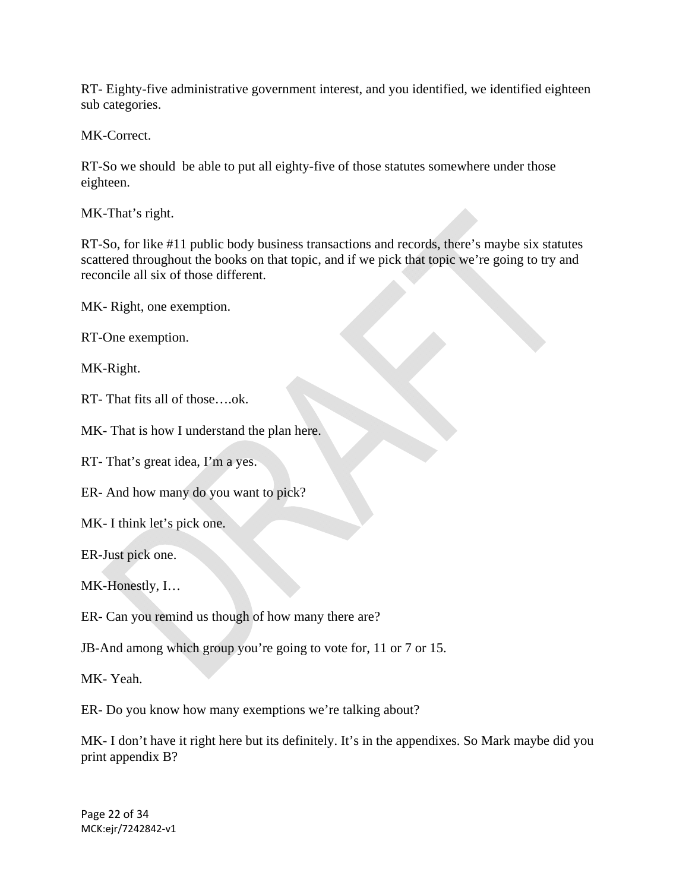RT- Eighty-five administrative government interest, and you identified, we identified eighteen sub categories.

MK-Correct.

RT-So we should  be able to put all eighty-five of those statutes somewhere under those eighteen.

MK-That's right.

RT-So, for like #11 public body business transactions and records, there's maybe six statutes scattered throughout the books on that topic, and if we pick that topic we're going to try and reconcile all six of those different.

MK- Right, one exemption.

RT-One exemption.

MK-Right.

RT- That fits all of those….ok.

MK- That is how I understand the plan here.

RT- That's great idea, I'm a yes.

ER- And how many do you want to pick?

MK- I think let's pick one.

ER-Just pick one.

MK-Honestly, I…

ER- Can you remind us though of how many there are?

JB-And among which group you're going to vote for, 11 or 7 or 15.

MK- Yeah.

ER- Do you know how many exemptions we're talking about?

MK- I don't have it right here but its definitely. It's in the appendixes. So Mark maybe did you print appendix B?

MCK:ejr/7242842-v1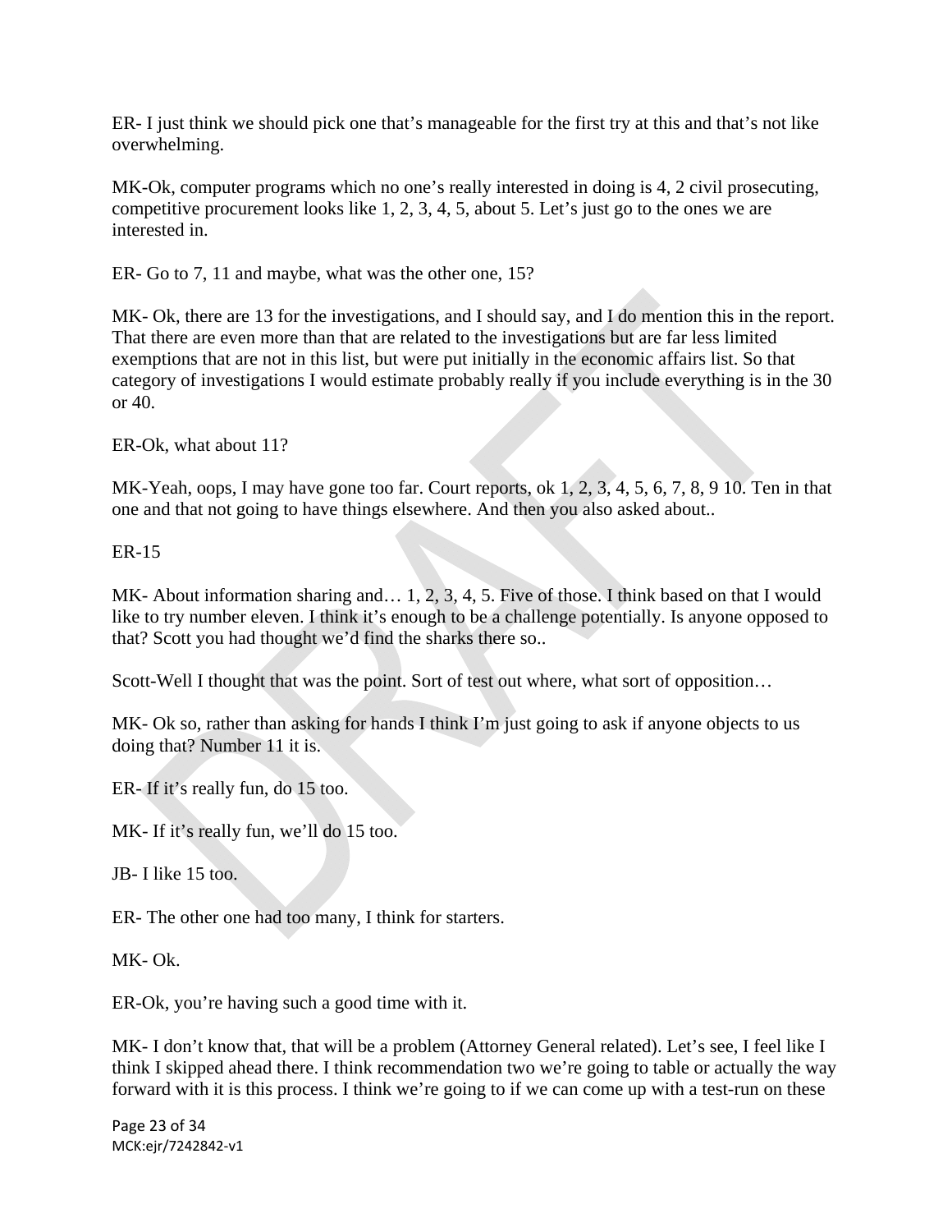ER- I just think we should pick one that's manageable for the first try at this and that's not like overwhelming.

MK-Ok, computer programs which no one's really interested in doing is 4, 2 civil prosecuting, competitive procurement looks like 1, 2, 3, 4, 5, about 5. Let's just go to the ones we are interested in.

ER- Go to 7, 11 and maybe, what was the other one, 15?

MK- Ok, there are 13 for the investigations, and I should say, and I do mention this in the report. That there are even more than that are related to the investigations but are far less limited exemptions that are not in this list, but were put initially in the economic affairs list. So that category of investigations I would estimate probably really if you include everything is in the 30 or 40.

ER-Ok, what about 11?

MK-Yeah, oops, I may have gone too far. Court reports, ok 1, 2, 3, 4, 5, 6, 7, 8, 9 10. Ten in that one and that not going to have things elsewhere. And then you also asked about..

ER-15

MK- About information sharing and… 1, 2, 3, 4, 5. Five of those. I think based on that I would like to try number eleven. I think it's enough to be a challenge potentially. Is anyone opposed to that? Scott you had thought we'd find the sharks there so..

Scott-Well I thought that was the point. Sort of test out where, what sort of opposition…

MK- Ok so, rather than asking for hands I think I'm just going to ask if anyone objects to us doing that? Number 11 it is.

ER- If it's really fun, do 15 too.

MK- If it's really fun, we'll do 15 too.

JB- I like 15 too.

ER- The other one had too many, I think for starters.

MK- Ok.

ER-Ok, you're having such a good time with it.

MK- I don't know that, that will be a problem (Attorney General related). Let's see, I feel like I think I skipped ahead there. I think recommendation two we're going to table or actually the way forward with it is this process. I think we're going to if we can come up with a test-run on these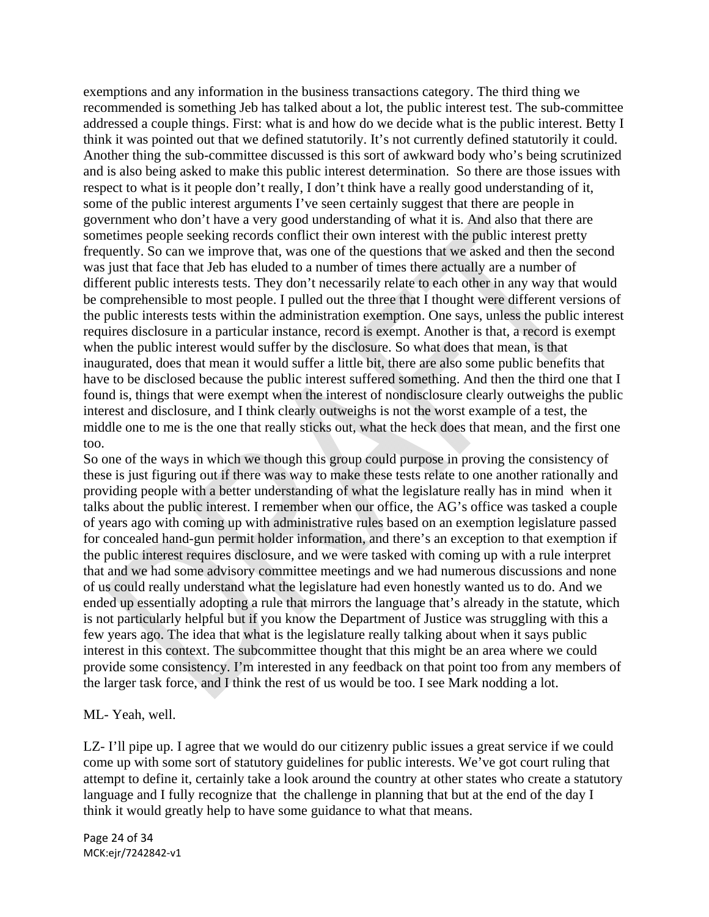exemptions and any information in the business transactions category. The third thing we recommended is something Jeb has talked about a lot, the public interest test. The sub-committee addressed a couple things. First: what is and how do we decide what is the public interest. Betty I think it was pointed out that we defined statutorily. It's not currently defined statutorily it could. Another thing the sub-committee discussed is this sort of awkward body who's being scrutinized and is also being asked to make this public interest determination. So there are those issues with respect to what is it people don't really, I don't think have a really good understanding of it, some of the public interest arguments I've seen certainly suggest that there are people in government who don't have a very good understanding of what it is. And also that there are sometimes people seeking records conflict their own interest with the public interest pretty frequently. So can we improve that, was one of the questions that we asked and then the second was just that face that Jeb has eluded to a number of times there actually are a number of different public interests tests. They don't necessarily relate to each other in any way that would be comprehensible to most people. I pulled out the three that I thought were different versions of the public interests tests within the administration exemption. One says, unless the public interest requires disclosure in a particular instance, record is exempt. Another is that, a record is exempt when the public interest would suffer by the disclosure. So what does that mean, is that inaugurated, does that mean it would suffer a little bit, there are also some public benefits that have to be disclosed because the public interest suffered something. And then the third one that I found is, things that were exempt when the interest of nondisclosure clearly outweighs the public interest and disclosure, and I think clearly outweighs is not the worst example of a test, the middle one to me is the one that really sticks out, what the heck does that mean, and the first one too.

So one of the ways in which we though this group could purpose in proving the consistency of these is just figuring out if there was way to make these tests relate to one another rationally and providing people with a better understanding of what the legislature really has in mind when it talks about the public interest. I remember when our office, the AG's office was tasked a couple of years ago with coming up with administrative rules based on an exemption legislature passed for concealed hand-gun permit holder information, and there's an exception to that exemption if the public interest requires disclosure, and we were tasked with coming up with a rule interpret that and we had some advisory committee meetings and we had numerous discussions and none of us could really understand what the legislature had even honestly wanted us to do. And we ended up essentially adopting a rule that mirrors the language that's already in the statute, which is not particularly helpful but if you know the Department of Justice was struggling with this a few years ago. The idea that what is the legislature really talking about when it says public interest in this context. The subcommittee thought that this might be an area where we could provide some consistency. I'm interested in any feedback on that point too from any members of the larger task force, and I think the rest of us would be too. I see Mark nodding a lot.

ML- Yeah, well.

LZ- I'll pipe up. I agree that we would do our citizenry public issues a great service if we could come up with some sort of statutory guidelines for public interests. We've got court ruling that attempt to define it, certainly take a look around the country at other states who create a statutory language and I fully recognize that the challenge in planning that but at the end of the day I think it would greatly help to have some guidance to what that means.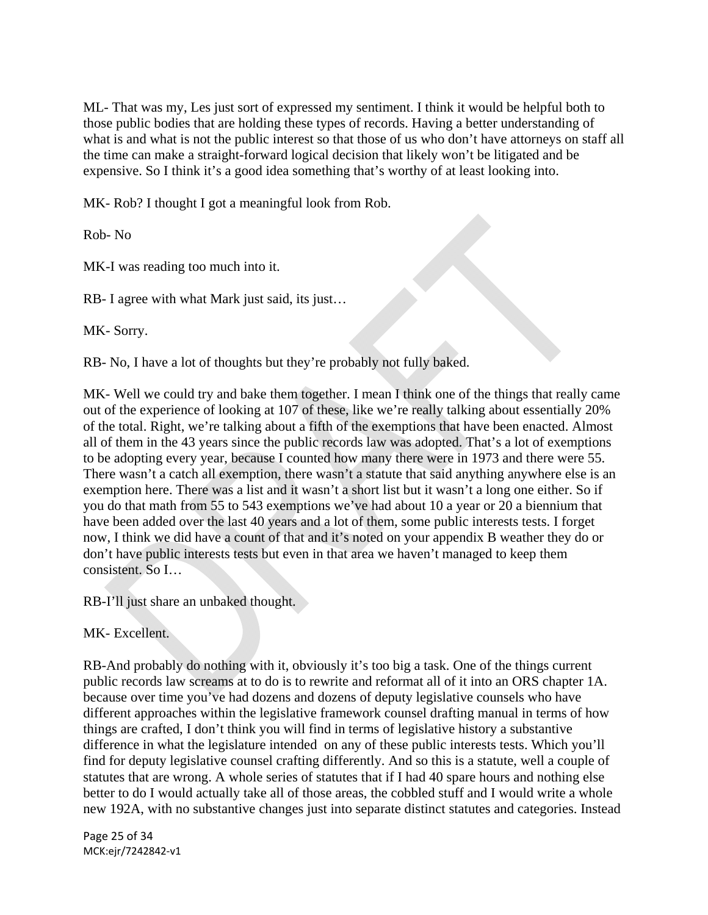ML- That was my, Les just sort of expressed my sentiment. I think it would be helpful both to those public bodies that are holding these types of records. Having a better understanding of what is and what is not the public interest so that those of us who don't have attorneys on staff all the time can make a straight-forward logical decision that likely won't be litigated and be expensive. So I think it's a good idea something that's worthy of at least looking into.

MK- Rob? I thought I got a meaningful look from Rob.

Rob- No

MK-I was reading too much into it.

RB- I agree with what Mark just said, its just…

MK- Sorry.

RB- No, I have a lot of thoughts but they're probably not fully baked.

MK- Well we could try and bake them together. I mean I think one of the things that really came out of the experience of looking at 107 of these, like we're really talking about essentially 20% of the total. Right, we're talking about a fifth of the exemptions that have been enacted. Almost all of them in the 43 years since the public records law was adopted. That's a lot of exemptions to be adopting every year, because I counted how many there were in 1973 and there were 55. There wasn't a catch all exemption, there wasn't a statute that said anything anywhere else is an exemption here. There was a list and it wasn't a short list but it wasn't a long one either. So if you do that math from 55 to 543 exemptions we've had about 10 a year or 20 a biennium that have been added over the last 40 years and a lot of them, some public interests tests. I forget now, I think we did have a count of that and it's noted on your appendix B weather they do or don't have public interests tests but even in that area we haven't managed to keep them consistent. So I…

RB-I'll just share an unbaked thought.

MK- Excellent.

RB-And probably do nothing with it, obviously it's too big a task. One of the things current public records law screams at to do is to rewrite and reformat all of it into an ORS chapter 1A. because over time you've had dozens and dozens of deputy legislative counsels who have different approaches within the legislative framework counsel drafting manual in terms of how things are crafted, I don't think you will find in terms of legislative history a substantive difference in what the legislature intended on any of these public interests tests. Which you'll find for deputy legislative counsel crafting differently. And so this is a statute, well a couple of statutes that are wrong. A whole series of statutes that if I had 40 spare hours and nothing else better to do I would actually take all of those areas, the cobbled stuff and I would write a whole new 192A, with no substantive changes just into separate distinct statutes and categories. Instead

MCK:ejr/7242842-v1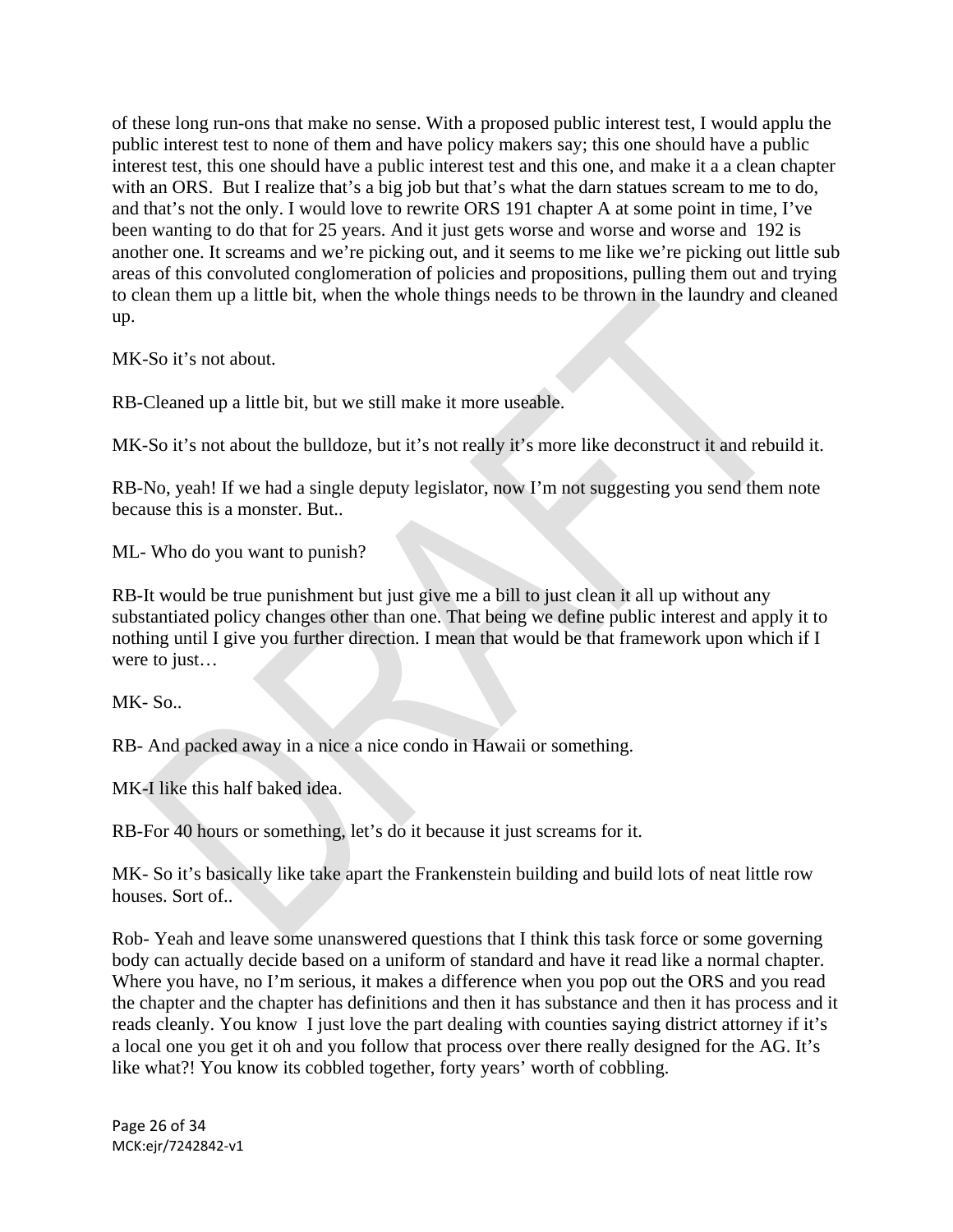of these long run-ons that make no sense. With a proposed public interest test, I would applu the public interest test to none of them and have policy makers say; this one should have a public interest test, this one should have a public interest test and this one, and make it a a clean chapter with an ORS. But I realize that's a big job but that's what the darn statues scream to me to do, and that's not the only. I would love to rewrite ORS 191 chapter A at some point in time, I've been wanting to do that for 25 years. And it just gets worse and worse and worse and 192 is another one. It screams and we're picking out, and it seems to me like we're picking out little sub areas of this convoluted conglomeration of policies and propositions, pulling them out and trying to clean them up a little bit, when the whole things needs to be thrown in the laundry and cleaned up.

MK-So it's not about.

RB-Cleaned up a little bit, but we still make it more useable.

MK-So it's not about the bulldoze, but it's not really it's more like deconstruct it and rebuild it.

RB-No, yeah! If we had a single deputy legislator, now I'm not suggesting you send them note because this is a monster. But..

ML- Who do you want to punish?

RB-It would be true punishment but just give me a bill to just clean it all up without any substantiated policy changes other than one. That being we define public interest and apply it to nothing until I give you further direction. I mean that would be that framework upon which if I were to just…

MK- So..

RB- And packed away in a nice a nice condo in Hawaii or something.

MK-I like this half baked idea.

RB-For 40 hours or something, let's do it because it just screams for it.

MK- So it's basically like take apart the Frankenstein building and build lots of neat little row houses. Sort of..

Rob- Yeah and leave some unanswered questions that I think this task force or some governing body can actually decide based on a uniform of standard and have it read like a normal chapter. Where you have, no I'm serious, it makes a difference when you pop out the ORS and you read the chapter and the chapter has definitions and then it has substance and then it has process and it reads cleanly. You know I just love the part dealing with counties saying district attorney if it's a local one you get it oh and you follow that process over there really designed for the AG. It's like what?! You know its cobbled together, forty years' worth of cobbling.

MCK:ejr/7242842-v1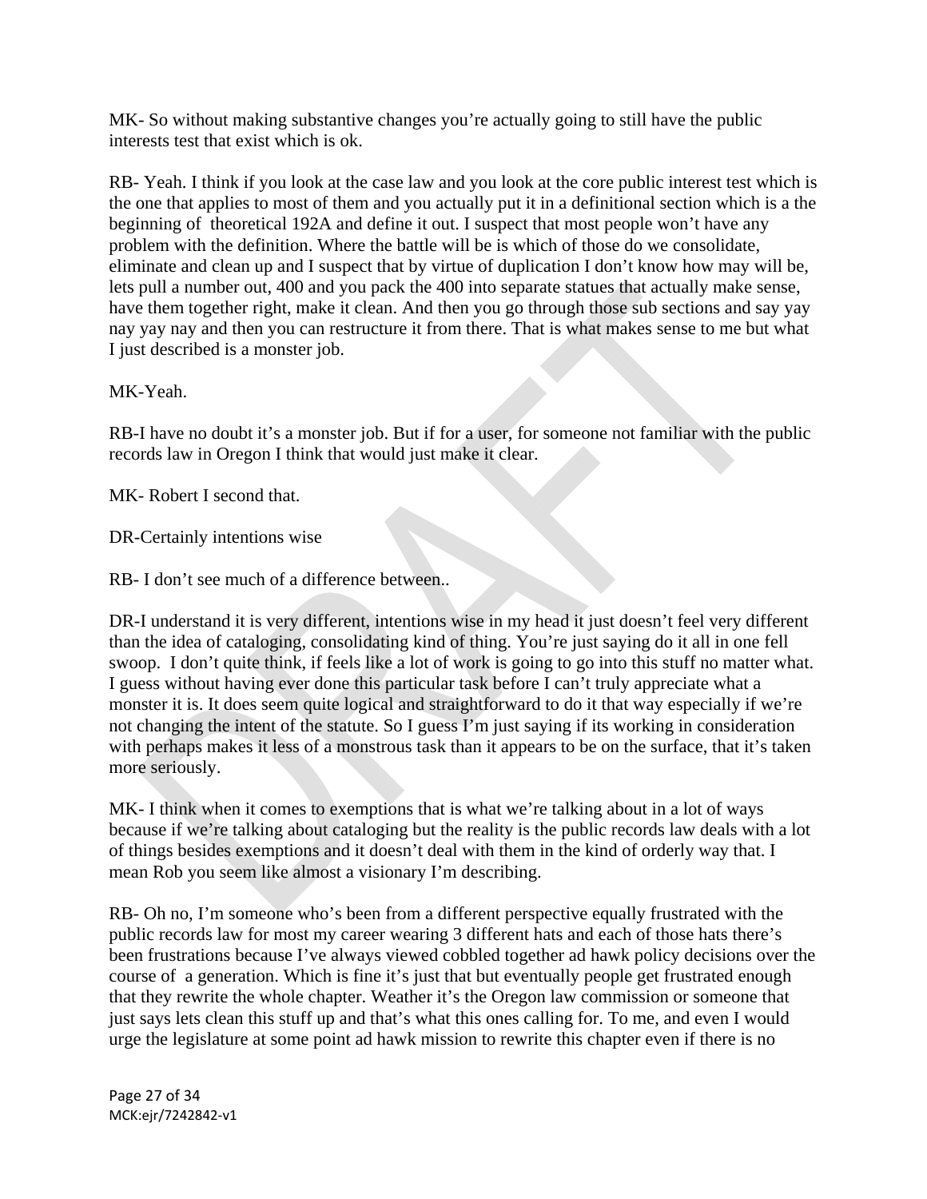MK- So without making substantive changes you're actually going to still have the public interests test that exist which is ok.

RB- Yeah. I think if you look at the case law and you look at the core public interest test which is the one that applies to most of them and you actually put it in a definitional section which is a the beginning of theoretical 192A and define it out. I suspect that most people won't have any problem with the definition. Where the battle will be is which of those do we consolidate, eliminate and clean up and I suspect that by virtue of duplication I don't know how may will be, lets pull a number out, 400 and you pack the 400 into separate statues that actually make sense, have them together right, make it clean. And then you go through those sub sections and say yay nay yay nay and then you can restructure it from there. That is what makes sense to me but what I just described is a monster job.

MK-Yeah.

RB-I have no doubt it's a monster job. But if for a user, for someone not familiar with the public records law in Oregon I think that would just make it clear.

MK- Robert I second that.

DR-Certainly intentions wise

RB- I don't see much of a difference between..

DR-I understand it is very different, intentions wise in my head it just doesn't feel very different than the idea of cataloging, consolidating kind of thing. You're just saying do it all in one fell swoop. I don't quite think, if feels like a lot of work is going to go into this stuff no matter what. I guess without having ever done this particular task before I can't truly appreciate what a monster it is. It does seem quite logical and straightforward to do it that way especially if we're not changing the intent of the statute. So I guess I'm just saying if its working in consideration with perhaps makes it less of a monstrous task than it appears to be on the surface, that it's taken more seriously.

MK- I think when it comes to exemptions that is what we're talking about in a lot of ways because if we're talking about cataloging but the reality is the public records law deals with a lot of things besides exemptions and it doesn't deal with them in the kind of orderly way that. I mean Rob you seem like almost a visionary I'm describing.

RB- Oh no, I'm someone who's been from a different perspective equally frustrated with the public records law for most my career wearing 3 different hats and each of those hats there's been frustrations because I've always viewed cobbled together ad hawk policy decisions over the course of a generation. Which is fine it's just that but eventually people get frustrated enough that they rewrite the whole chapter. Weather it's the Oregon law commission or someone that just says lets clean this stuff up and that's what this ones calling for. To me, and even I would urge the legislature at some point ad hawk mission to rewrite this chapter even if there is no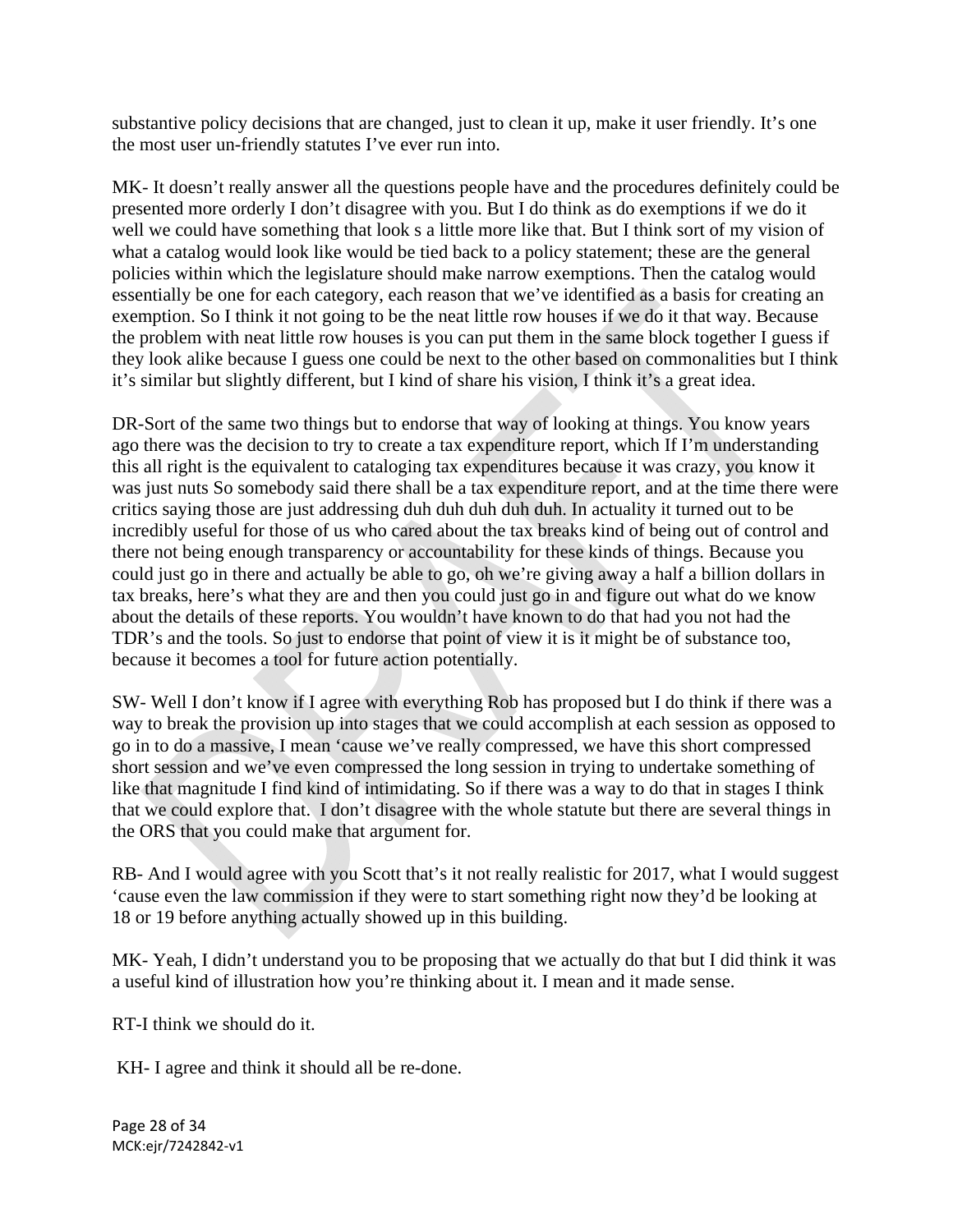substantive policy decisions that are changed, just to clean it up, make it user friendly. It's one the most user un-friendly statutes I've ever run into.

MK- It doesn't really answer all the questions people have and the procedures definitely could be presented more orderly I don't disagree with you. But I do think as do exemptions if we do it well we could have something that look s a little more like that. But I think sort of my vision of what a catalog would look like would be tied back to a policy statement; these are the general policies within which the legislature should make narrow exemptions. Then the catalog would essentially be one for each category, each reason that we've identified as a basis for creating an exemption. So I think it not going to be the neat little row houses if we do it that way. Because the problem with neat little row houses is you can put them in the same block together I guess if they look alike because I guess one could be next to the other based on commonalities but I think it's similar but slightly different, but I kind of share his vision, I think it's a great idea.

DR-Sort of the same two things but to endorse that way of looking at things. You know years ago there was the decision to try to create a tax expenditure report, which If I'm understanding this all right is the equivalent to cataloging tax expenditures because it was crazy, you know it was just nuts So somebody said there shall be a tax expenditure report, and at the time there were critics saying those are just addressing duh duh duh duh duh. In actuality it turned out to be incredibly useful for those of us who cared about the tax breaks kind of being out of control and there not being enough transparency or accountability for these kinds of things. Because you could just go in there and actually be able to go, oh we're giving away a half a billion dollars in tax breaks, here's what they are and then you could just go in and figure out what do we know about the details of these reports. You wouldn't have known to do that had you not had the TDR's and the tools. So just to endorse that point of view it is it might be of substance too, because it becomes a tool for future action potentially.

SW- Well I don't know if I agree with everything Rob has proposed but I do think if there was a way to break the provision up into stages that we could accomplish at each session as opposed to go in to do a massive, I mean 'cause we've really compressed, we have this short compressed short session and we've even compressed the long session in trying to undertake something of like that magnitude I find kind of intimidating. So if there was a way to do that in stages I think that we could explore that. I don't disagree with the whole statute but there are several things in the ORS that you could make that argument for.

RB- And I would agree with you Scott that's it not really realistic for 2017, what I would suggest 'cause even the law commission if they were to start something right now they'd be looking at 18 or 19 before anything actually showed up in this building.

MK- Yeah, I didn't understand you to be proposing that we actually do that but I did think it was a useful kind of illustration how you're thinking about it. I mean and it made sense.

RT-I think we should do it.

KH- I agree and think it should all be re-done.

MCK:ejr/7242842-v1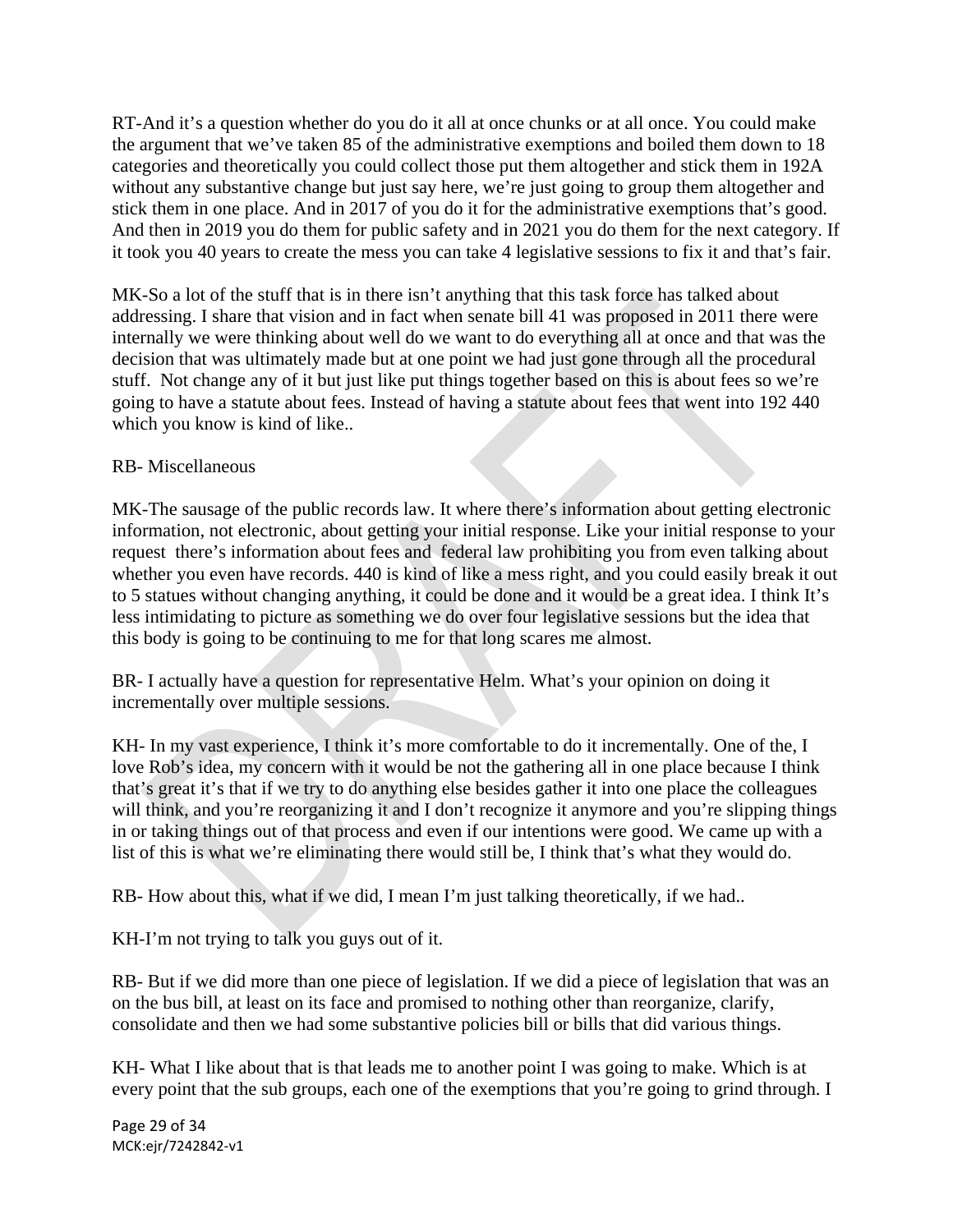RT-And it’s a question whether do you do it all at once chunks or at all once. You could make the argument that we’ve taken 85 of the administrative exemptions and boiled them down to 18 categories and theoretically you could collect those put them altogether and stick them in 192A without any substantive change but just say here, we’re just going to group them altogether and stick them in one place. And in 2017 of you do it for the administrative exemptions that’s good. And then in 2019 you do them for public safety and in 2021 you do them for the next category. If it took you 40 years to create the mess you can take 4 legislative sessions to fix it and that’s fair.

MK-So a lot of the stuff that is in there isn’t anything that this task force has talked about addressing. I share that vision and in fact when senate bill 41 was proposed in 2011 there were internally we were thinking about well do we want to do everything all at once and that was the decision that was ultimately made but at one point we had just gone through all the procedural stuff. Not change any of it but just like put things together based on this is about fees so we’re going to have a statute about fees. Instead of having a statute about fees that went into 192 440 which you know is kind of like..

RB- Miscellaneous

MK-The sausage of the public records law. It where there’s information about getting electronic information, not electronic, about getting your initial response. Like your initial response to your request there’s information about fees and federal law prohibiting you from even talking about whether you even have records. 440 is kind of like a mess right, and you could easily break it out to 5 statues without changing anything, it could be done and it would be a great idea. I think It’s less intimidating to picture as something we do over four legislative sessions but the idea that this body is going to be continuing to me for that long scares me almost.

BR- I actually have a question for representative Helm. What’s your opinion on doing it incrementally over multiple sessions.

KH- In my vast experience, I think it’s more comfortable to do it incrementally. One of the, I love Rob’s idea, my concern with it would be not the gathering all in one place because I think that’s great it’s that if we try to do anything else besides gather it into one place the colleagues will think, and you’re reorganizing it and I don’t recognize it anymore and you’re slipping things in or taking things out of that process and even if our intentions were good. We came up with a list of this is what we’re eliminating there would still be, I think that’s what they would do.

RB- How about this, what if we did, I mean I’m just talking theoretically, if we had..

KH-I’m not trying to talk you guys out of it.

RB- But if we did more than one piece of legislation. If we did a piece of legislation that was an on the bus bill, at least on its face and promised to nothing other than reorganize, clarify, consolidate and then we had some substantive policies bill or bills that did various things.

KH- What I like about that is that leads me to another point I was going to make. Which is at every point that the sub groups, each one of the exemptions that you’re going to grind through. I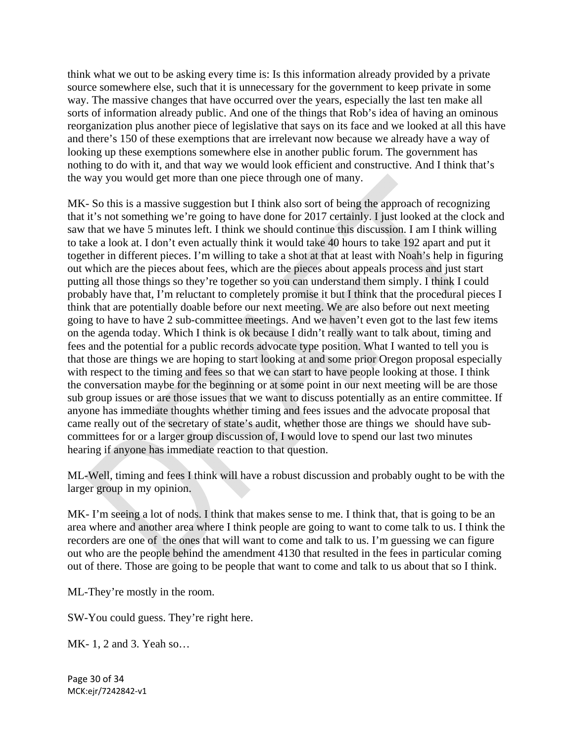think what we out to be asking every time is: Is this information already provided by a private source somewhere else, such that it is unnecessary for the government to keep private in some way. The massive changes that have occurred over the years, especially the last ten make all sorts of information already public. And one of the things that Rob's idea of having an ominous reorganization plus another piece of legislative that says on its face and we looked at all this have and there's 150 of these exemptions that are irrelevant now because we already have a way of looking up these exemptions somewhere else in another public forum. The government has nothing to do with it, and that way we would look efficient and constructive. And I think that's the way you would get more than one piece through one of many.

MK- So this is a massive suggestion but I think also sort of being the approach of recognizing that it's not something we're going to have done for 2017 certainly. I just looked at the clock and saw that we have 5 minutes left. I think we should continue this discussion. I am I think willing to take a look at. I don't even actually think it would take 40 hours to take 192 apart and put it together in different pieces. I'm willing to take a shot at that at least with Noah's help in figuring out which are the pieces about fees, which are the pieces about appeals process and just start putting all those things so they're together so you can understand them simply. I think I could probably have that, I'm reluctant to completely promise it but I think that the procedural pieces I think that are potentially doable before our next meeting. We are also before out next meeting going to have to have 2 sub-committee meetings. And we haven't even got to the last few items on the agenda today. Which I think is ok because I didn't really want to talk about, timing and fees and the potential for a public records advocate type position. What I wanted to tell you is that those are things we are hoping to start looking at and some prior Oregon proposal especially with respect to the timing and fees so that we can start to have people looking at those. I think the conversation maybe for the beginning or at some point in our next meeting will be are those sub group issues or are those issues that we want to discuss potentially as an entire committee. If anyone has immediate thoughts whether timing and fees issues and the advocate proposal that came really out of the secretary of state's audit, whether those are things we should have sub-committees for or a larger group discussion of, I would love to spend our last two minutes hearing if anyone has immediate reaction to that question.

ML-Well, timing and fees I think will have a robust discussion and probably ought to be with the larger group in my opinion.

MK- I'm seeing a lot of nods. I think that makes sense to me. I think that, that is going to be an area where and another area where I think people are going to want to come talk to us. I think the recorders are one of the ones that will want to come and talk to us. I'm guessing we can figure out who are the people behind the amendment 4130 that resulted in the fees in particular coming out of there. Those are going to be people that want to come and talk to us about that so I think.

ML-They're mostly in the room.

SW-You could guess. They're right here.

MK- 1, 2 and 3. Yeah so…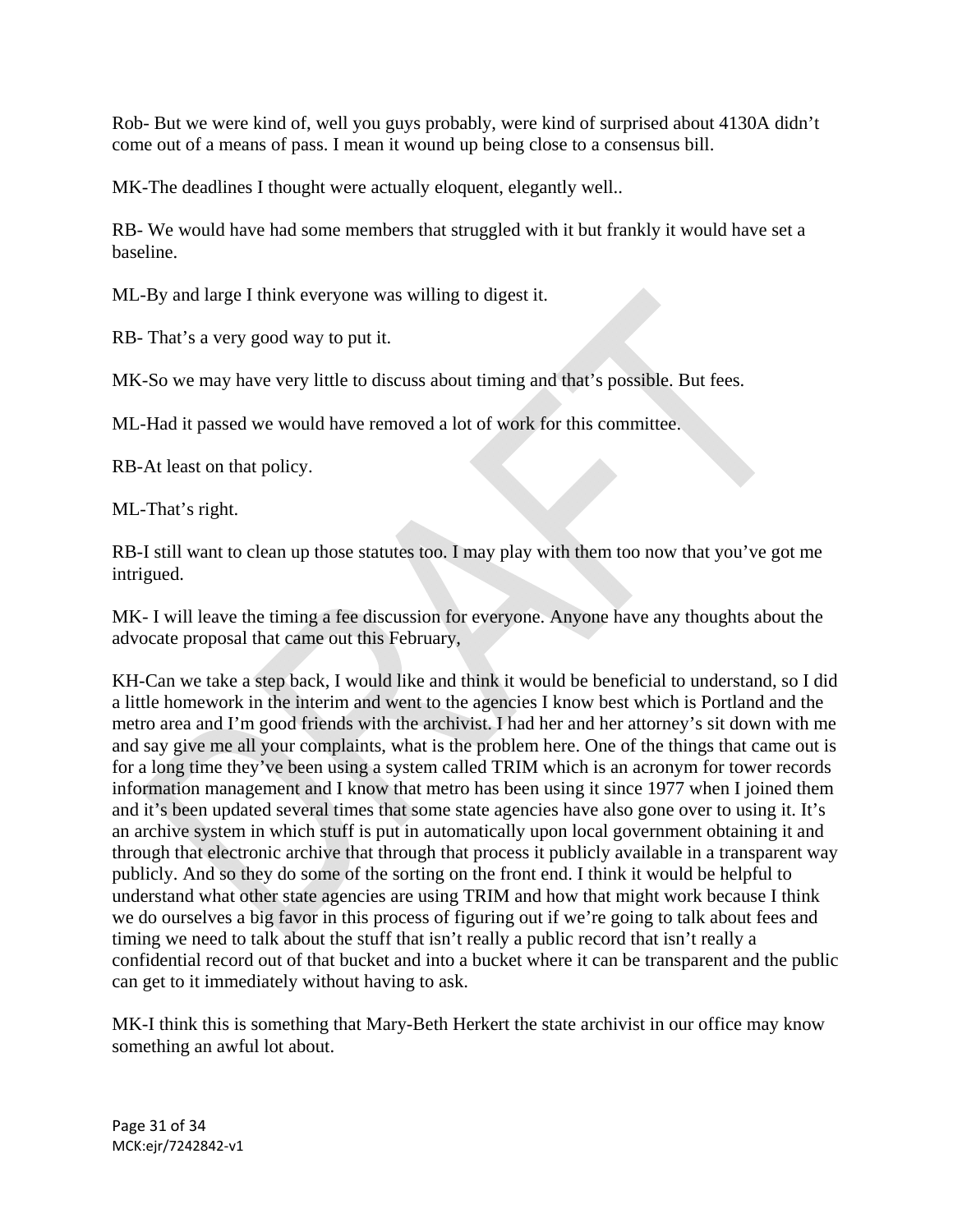Rob- But we were kind of, well you guys probably, were kind of surprised about 4130A didn't come out of a means of pass. I mean it wound up being close to a consensus bill.

MK-The deadlines I thought were actually eloquent, elegantly well..

RB- We would have had some members that struggled with it but frankly it would have set a baseline.

ML-By and large I think everyone was willing to digest it.

RB- That's a very good way to put it.

MK-So we may have very little to discuss about timing and that's possible. But fees.

ML-Had it passed we would have removed a lot of work for this committee.

RB-At least on that policy.

ML-That's right.

RB-I still want to clean up those statutes too. I may play with them too now that you've got me intrigued.

MK- I will leave the timing a fee discussion for everyone. Anyone have any thoughts about the advocate proposal that came out this February,

KH-Can we take a step back, I would like and think it would be beneficial to understand, so I did a little homework in the interim and went to the agencies I know best which is Portland and the metro area and I'm good friends with the archivist. I had her and her attorney's sit down with me and say give me all your complaints, what is the problem here. One of the things that came out is for a long time they've been using a system called TRIM which is an acronym for tower records information management and I know that metro has been using it since 1977 when I joined them and it's been updated several times that some state agencies have also gone over to using it. It's an archive system in which stuff is put in automatically upon local government obtaining it and through that electronic archive that through that process it publicly available in a transparent way publicly. And so they do some of the sorting on the front end. I think it would be helpful to understand what other state agencies are using TRIM and how that might work because I think we do ourselves a big favor in this process of figuring out if we're going to talk about fees and timing we need to talk about the stuff that isn't really a public record that isn't really a confidential record out of that bucket and into a bucket where it can be transparent and the public can get to it immediately without having to ask.

MK-I think this is something that Mary-Beth Herkert the state archivist in our office may know something an awful lot about.

MCK:ejr/7242842-v1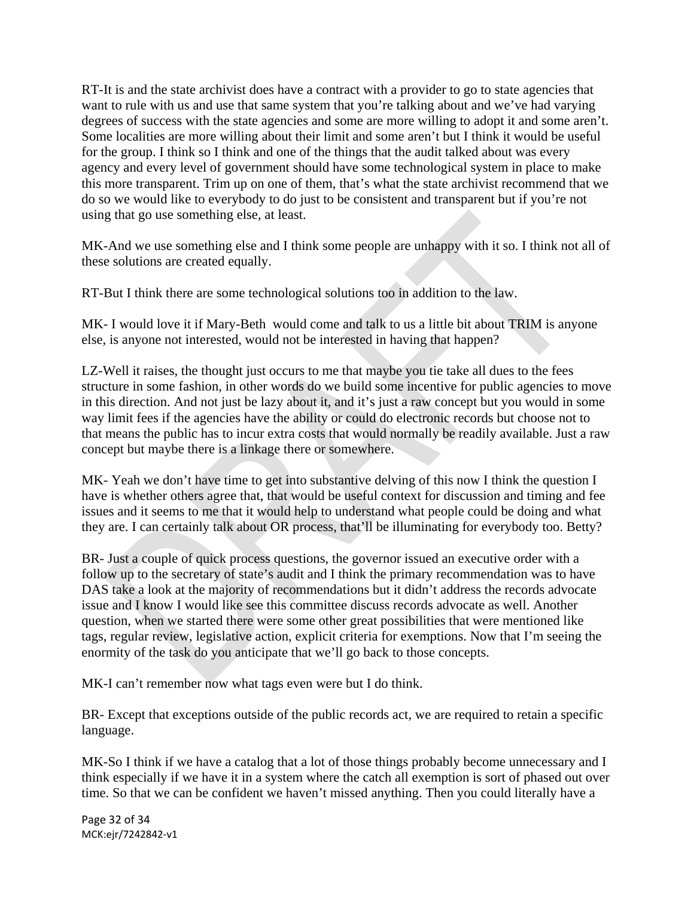RT-It is and the state archivist does have a contract with a provider to go to state agencies that want to rule with us and use that same system that you're talking about and we've had varying degrees of success with the state agencies and some are more willing to adopt it and some aren't. Some localities are more willing about their limit and some aren't but I think it would be useful for the group. I think so I think and one of the things that the audit talked about was every agency and every level of government should have some technological system in place to make this more transparent. Trim up on one of them, that's what the state archivist recommend that we do so we would like to everybody to do just to be consistent and transparent but if you're not using that go use something else, at least.

MK-And we use something else and I think some people are unhappy with it so. I think not all of these solutions are created equally.

RT-But I think there are some technological solutions too in addition to the law.

MK- I would love it if Mary-Beth would come and talk to us a little bit about TRIM is anyone else, is anyone not interested, would not be interested in having that happen?

LZ-Well it raises, the thought just occurs to me that maybe you tie take all dues to the fees structure in some fashion, in other words do we build some incentive for public agencies to move in this direction. And not just be lazy about it, and it's just a raw concept but you would in some way limit fees if the agencies have the ability or could do electronic records but choose not to that means the public has to incur extra costs that would normally be readily available. Just a raw concept but maybe there is a linkage there or somewhere.

MK- Yeah we don't have time to get into substantive delving of this now I think the question I have is whether others agree that, that would be useful context for discussion and timing and fee issues and it seems to me that it would help to understand what people could be doing and what they are. I can certainly talk about OR process, that'll be illuminating for everybody too. Betty?

BR- Just a couple of quick process questions, the governor issued an executive order with a follow up to the secretary of state's audit and I think the primary recommendation was to have DAS take a look at the majority of recommendations but it didn't address the records advocate issue and I know I would like see this committee discuss records advocate as well. Another question, when we started there were some other great possibilities that were mentioned like tags, regular review, legislative action, explicit criteria for exemptions. Now that I'm seeing the enormity of the task do you anticipate that we'll go back to those concepts.

MK-I can't remember now what tags even were but I do think.

BR- Except that exceptions outside of the public records act, we are required to retain a specific language.

MK-So I think if we have a catalog that a lot of those things probably become unnecessary and I think especially if we have it in a system where the catch all exemption is sort of phased out over time. So that we can be confident we haven't missed anything. Then you could literally have a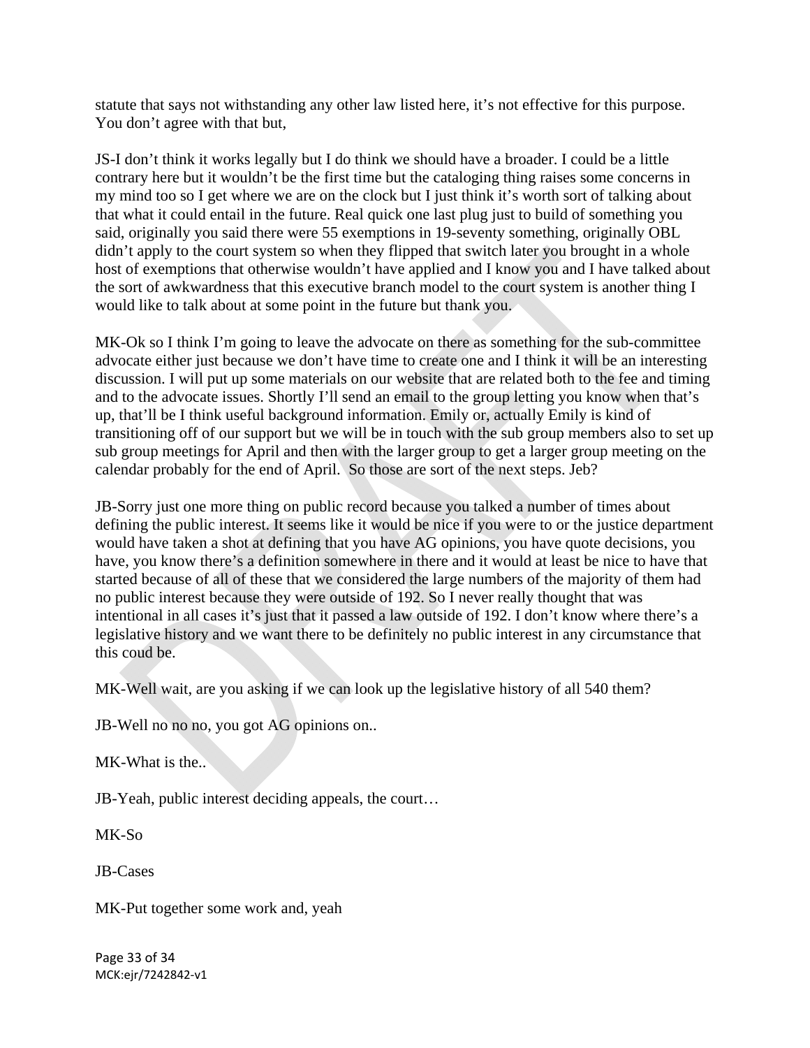statute that says not withstanding any other law listed here, it's not effective for this purpose. You don't agree with that but,

JS-I don't think it works legally but I do think we should have a broader. I could be a little contrary here but it wouldn't be the first time but the cataloging thing raises some concerns in my mind too so I get where we are on the clock but I just think it's worth sort of talking about that what it could entail in the future. Real quick one last plug just to build of something you said, originally you said there were 55 exemptions in 19-seventy something, originally OBL didn't apply to the court system so when they flipped that switch later you brought in a whole host of exemptions that otherwise wouldn't have applied and I know you and I have talked about the sort of awkwardness that this executive branch model to the court system is another thing I would like to talk about at some point in the future but thank you.

MK-Ok so I think I'm going to leave the advocate on there as something for the sub-committee advocate either just because we don't have time to create one and I think it will be an interesting discussion. I will put up some materials on our website that are related both to the fee and timing and to the advocate issues. Shortly I'll send an email to the group letting you know when that's up, that'll be I think useful background information. Emily or, actually Emily is kind of transitioning off of our support but we will be in touch with the sub group members also to set up sub group meetings for April and then with the larger group to get a larger group meeting on the calendar probably for the end of April. So those are sort of the next steps. Jeb?

JB-Sorry just one more thing on public record because you talked a number of times about defining the public interest. It seems like it would be nice if you were to or the justice department would have taken a shot at defining that you have AG opinions, you have quote decisions, you have, you know there's a definition somewhere in there and it would at least be nice to have that started because of all of these that we considered the large numbers of the majority of them had no public interest because they were outside of 192. So I never really thought that was intentional in all cases it's just that it passed a law outside of 192. I don't know where there's a legislative history and we want there to be definitely no public interest in any circumstance that this coud be.

MK-Well wait, are you asking if we can look up the legislative history of all 540 them?

JB-Well no no no, you got AG opinions on..

MK-What is the..

JB-Yeah, public interest deciding appeals, the court…

MK-So

JB-Cases

MK-Put together some work and, yeah

MCK:ejr/7242842-v1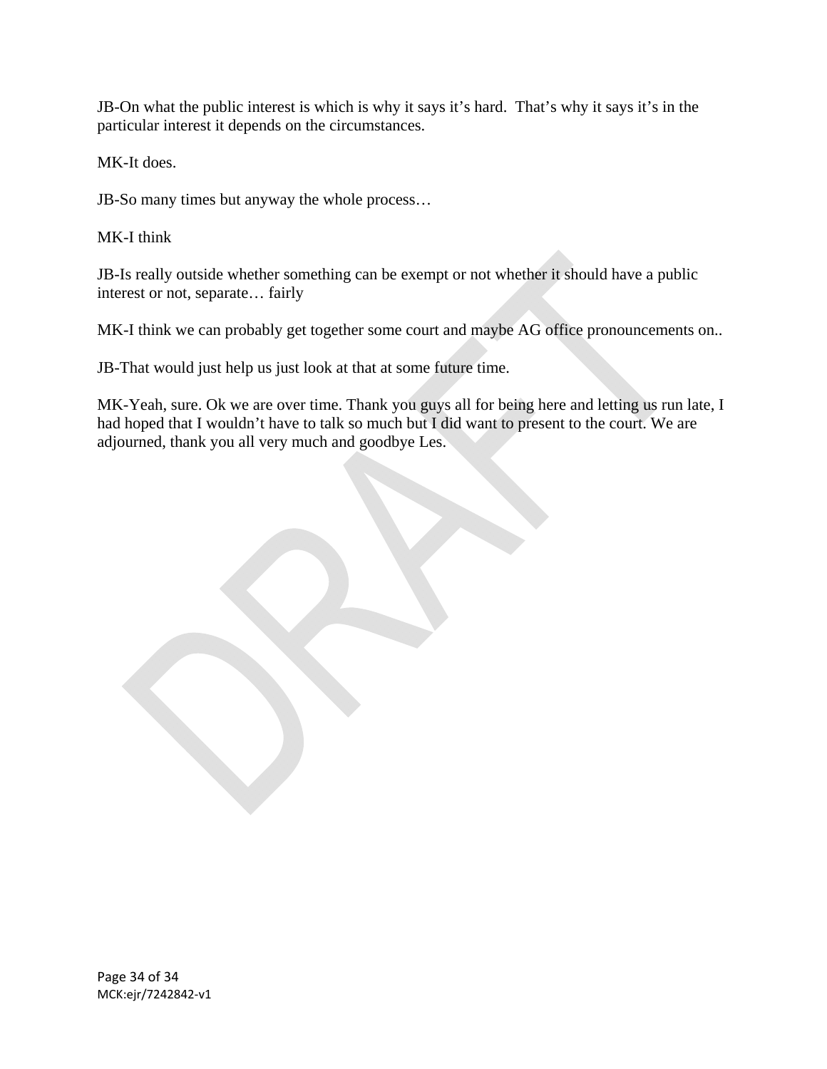JB-On what the public interest is which is why it says it's hard.  That's why it says it's in the particular interest it depends on the circumstances.

MK-It does.

JB-So many times but anyway the whole process…

MK-I think

JB-Is really outside whether something can be exempt or not whether it should have a public interest or not, separate… fairly

MK-I think we can probably get together some court and maybe AG office pronouncements on..

JB-That would just help us just look at that at some future time.

MK-Yeah, sure. Ok we are over time. Thank you guys all for being here and letting us run late, I had hoped that I wouldn't have to talk so much but I did want to present to the court. We are adjourned, thank you all very much and goodbye Les.

MCK:ejr/7242842-v1